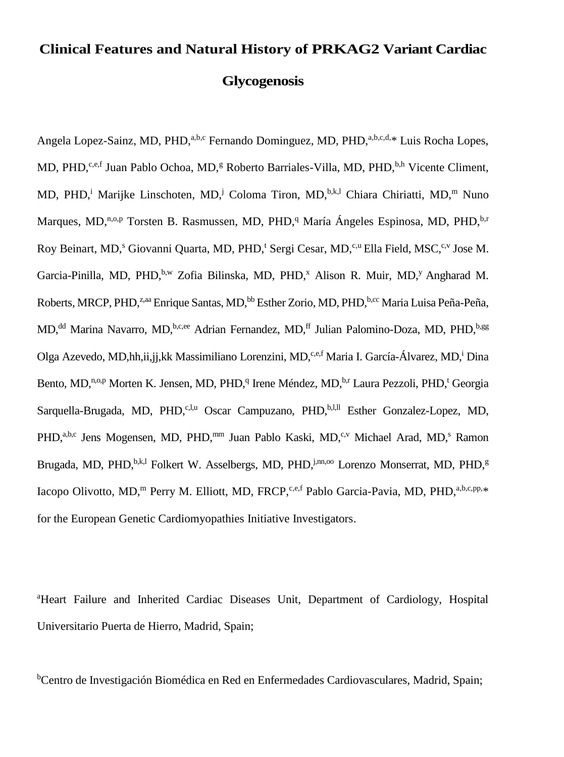# Clinical Features and Natural History of PRKAG2 Variant Cardiac Glycogenosis

Angela Lopez-Sainz, MD, PHD,[a,b,c] Fernando Dominguez, MD, PHD,[a,b,c,d,*] Luis Rocha Lopes, MD, PHD,[c,e,f] Juan Pablo Ochoa, MD,[g] Roberto Barriales-Villa, MD, PHD,[b,h] Vicente Climent, MD, PHD,[i] Marijke Linschoten, MD,[j] Coloma Tiron, MD,[b,k,l] Chiara Chiriatti, MD,[m] Nuno Marques, MD,[n,o,p] Torsten B. Rasmussen, MD, PHD,[q] María Ángeles Espinosa, MD, PHD,[b,r] Roy Beinart, MD,[s] Giovanni Quarta, MD, PHD,[t] Sergi Cesar, MD,[c,u] Ella Field, MSC,[c,v] Jose M. Garcia-Pinilla, MD, PHD,[b,w] Zofia Bilinska, MD, PHD,[x] Alison R. Muir, MD,[y] Angharad M. Roberts, MRCP, PHD,[z,aa] Enrique Santas, MD,[bb] Esther Zorio, MD, PHD,[b,cc] Maria Luisa Peña-Peña, MD,[dd] Marina Navarro, MD,[b,c,ee] Adrian Fernandez, MD,[ff] Julian Palomino-Doza, MD, PHD,[b,gg] Olga Azevedo, MD,[hh,ii,jj,kk] Massimiliano Lorenzini, MD,[c,e,f] Maria I. García-Álvarez, MD,[i] Dina Bento, MD,[n,o,p] Morten K. Jensen, MD, PHD,[q] Irene Méndez, MD,[b,r] Laura Pezzoli, PHD,[t] Georgia Sarquella-Brugada, MD, PHD,[c,l,u] Oscar Campuzano, PHD,[b,l,ll] Esther Gonzalez-Lopez, MD, PHD,[a,b,c] Jens Mogensen, MD, PHD,[mm] Juan Pablo Kaski, MD,[c,v] Michael Arad, MD,[s] Ramon Brugada, MD, PHD,[b,k,l] Folkert W. Asselbergs, MD, PHD,[j,nn,oo] Lorenzo Monserrat, MD, PHD,[g] Iacopo Olivotto, MD,[m] Perry M. Elliott, MD, FRCP,[c,e,f] Pablo Garcia-Pavia, MD, PHD,[a,b,c,pp,*] for the European Genetic Cardiomyopathies Initiative Investigators.

[a]Heart Failure and Inherited Cardiac Diseases Unit, Department of Cardiology, Hospital Universitario Puerta de Hierro, Madrid, Spain;

[b]Centro de Investigación Biomédica en Red en Enfermedades Cardiovasculares, Madrid, Spain;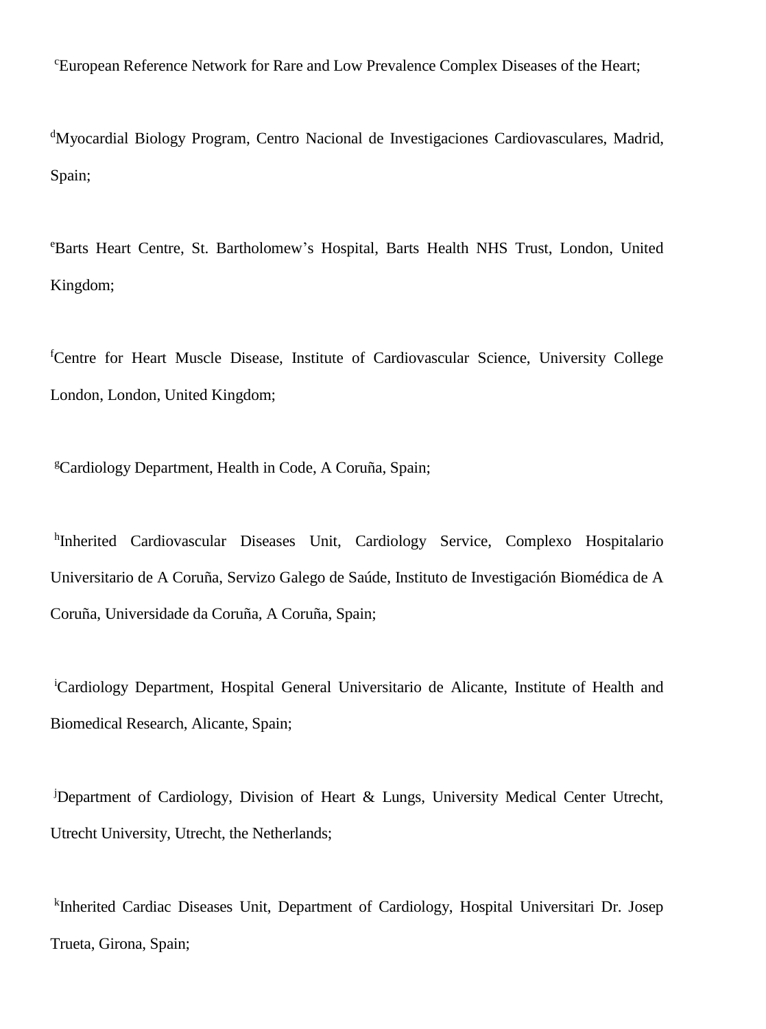[c]European Reference Network for Rare and Low Prevalence Complex Diseases of the Heart;

[d]Myocardial Biology Program, Centro Nacional de Investigaciones Cardiovasculares, Madrid, Spain;

[e]Barts Heart Centre, St. Bartholomew's Hospital, Barts Health NHS Trust, London, United Kingdom;

[f]Centre for Heart Muscle Disease, Institute of Cardiovascular Science, University College London, London, United Kingdom;

[g]Cardiology Department, Health in Code, A Coruña, Spain;

[h]Inherited Cardiovascular Diseases Unit, Cardiology Service, Complexo Hospitalario Universitario de A Coruña, Servizo Galego de Saúde, Instituto de Investigación Biomédica de A Coruña, Universidade da Coruña, A Coruña, Spain;

[i]Cardiology Department, Hospital General Universitario de Alicante, Institute of Health and Biomedical Research, Alicante, Spain;

[j]Department of Cardiology, Division of Heart & Lungs, University Medical Center Utrecht, Utrecht University, Utrecht, the Netherlands;

[k]Inherited Cardiac Diseases Unit, Department of Cardiology, Hospital Universitari Dr. Josep Trueta, Girona, Spain;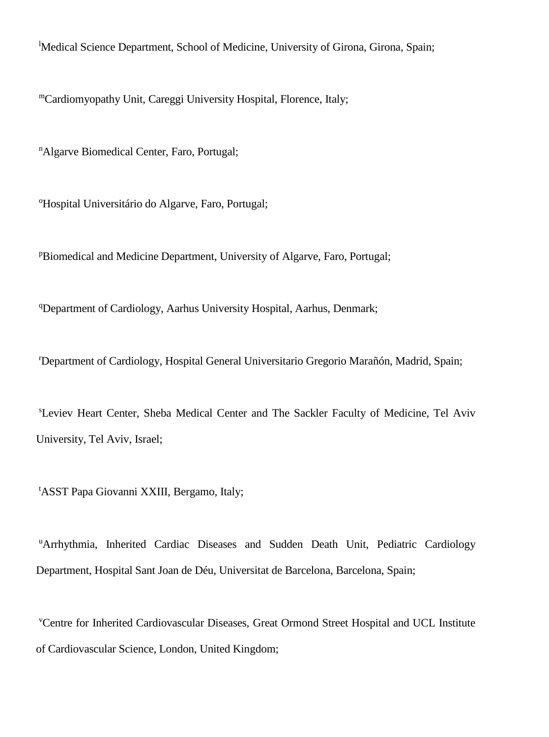[l]Medical Science Department, School of Medicine, University of Girona, Girona, Spain;

[m]Cardiomyopathy Unit, Careggi University Hospital, Florence, Italy;

[n]Algarve Biomedical Center, Faro, Portugal;

[o]Hospital Universitário do Algarve, Faro, Portugal;

[p]Biomedical and Medicine Department, University of Algarve, Faro, Portugal;

[q]Department of Cardiology, Aarhus University Hospital, Aarhus, Denmark;

[r]Department of Cardiology, Hospital General Universitario Gregorio Marañón, Madrid, Spain;

[s]Leviev Heart Center, Sheba Medical Center and The Sackler Faculty of Medicine, Tel Aviv University, Tel Aviv, Israel;

[t]ASST Papa Giovanni XXIII, Bergamo, Italy;

[u]Arrhythmia, Inherited Cardiac Diseases and Sudden Death Unit, Pediatric Cardiology Department, Hospital Sant Joan de Déu, Universitat de Barcelona, Barcelona, Spain;

[v]Centre for Inherited Cardiovascular Diseases, Great Ormond Street Hospital and UCL Institute of Cardiovascular Science, London, United Kingdom;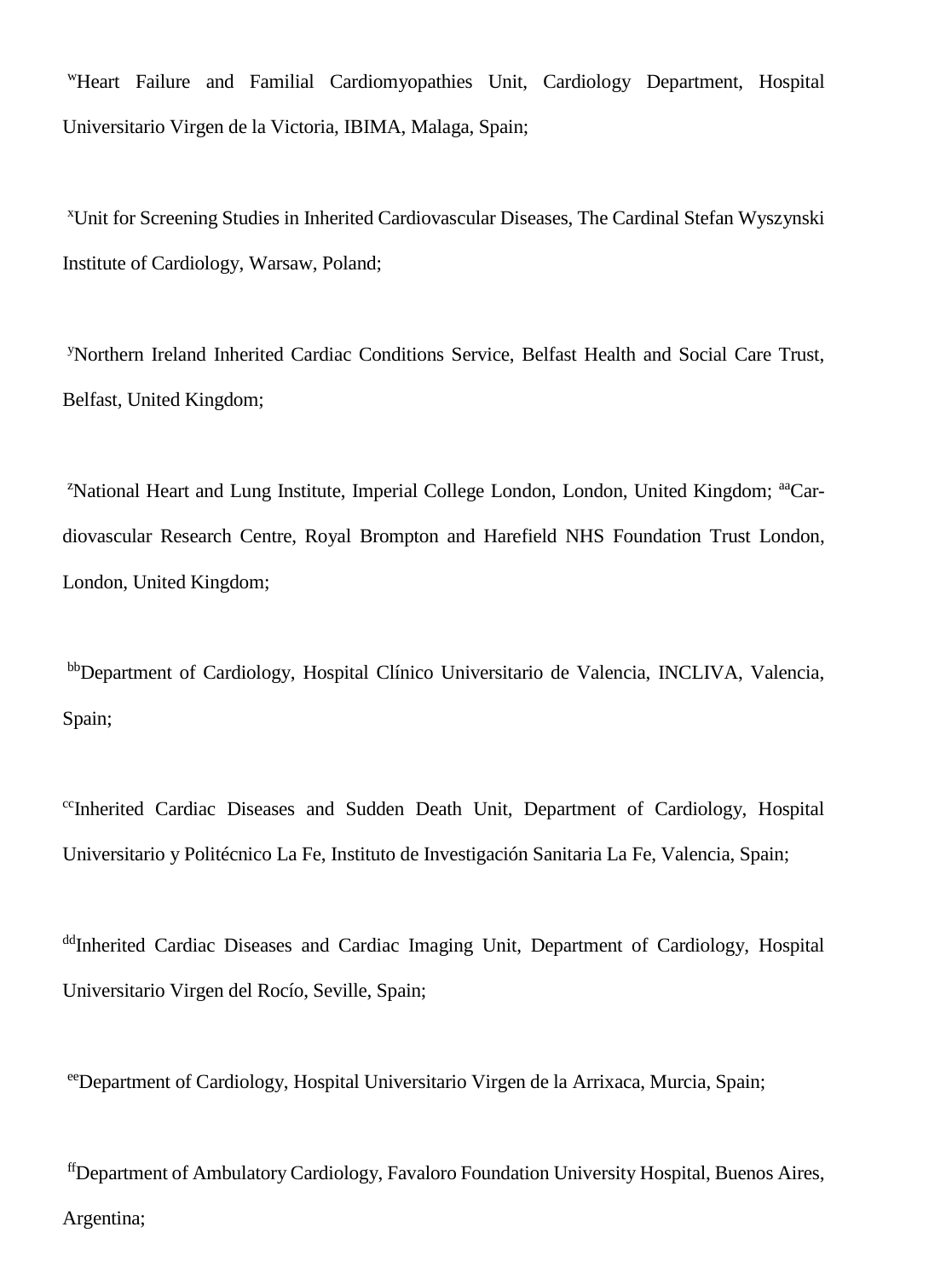[w]Heart Failure and Familial Cardiomyopathies Unit, Cardiology Department, Hospital Universitario Virgen de la Victoria, IBIMA, Malaga, Spain;

[x]Unit for Screening Studies in Inherited Cardiovascular Diseases, The Cardinal Stefan Wyszynski Institute of Cardiology, Warsaw, Poland;

[y]Northern Ireland Inherited Cardiac Conditions Service, Belfast Health and Social Care Trust, Belfast, United Kingdom;

[z]National Heart and Lung Institute, Imperial College London, London, United Kingdom; [aa]Cardiovascular Research Centre, Royal Brompton and Harefield NHS Foundation Trust London, London, United Kingdom;

[bb]Department of Cardiology, Hospital Clínico Universitario de Valencia, INCLIVA, Valencia, Spain;

[cc]Inherited Cardiac Diseases and Sudden Death Unit, Department of Cardiology, Hospital Universitario y Politécnico La Fe, Instituto de Investigación Sanitaria La Fe, Valencia, Spain;

[dd]Inherited Cardiac Diseases and Cardiac Imaging Unit, Department of Cardiology, Hospital Universitario Virgen del Rocío, Seville, Spain;

[ee]Department of Cardiology, Hospital Universitario Virgen de la Arrixaca, Murcia, Spain;

[ff]Department of Ambulatory Cardiology, Favaloro Foundation University Hospital, Buenos Aires, Argentina;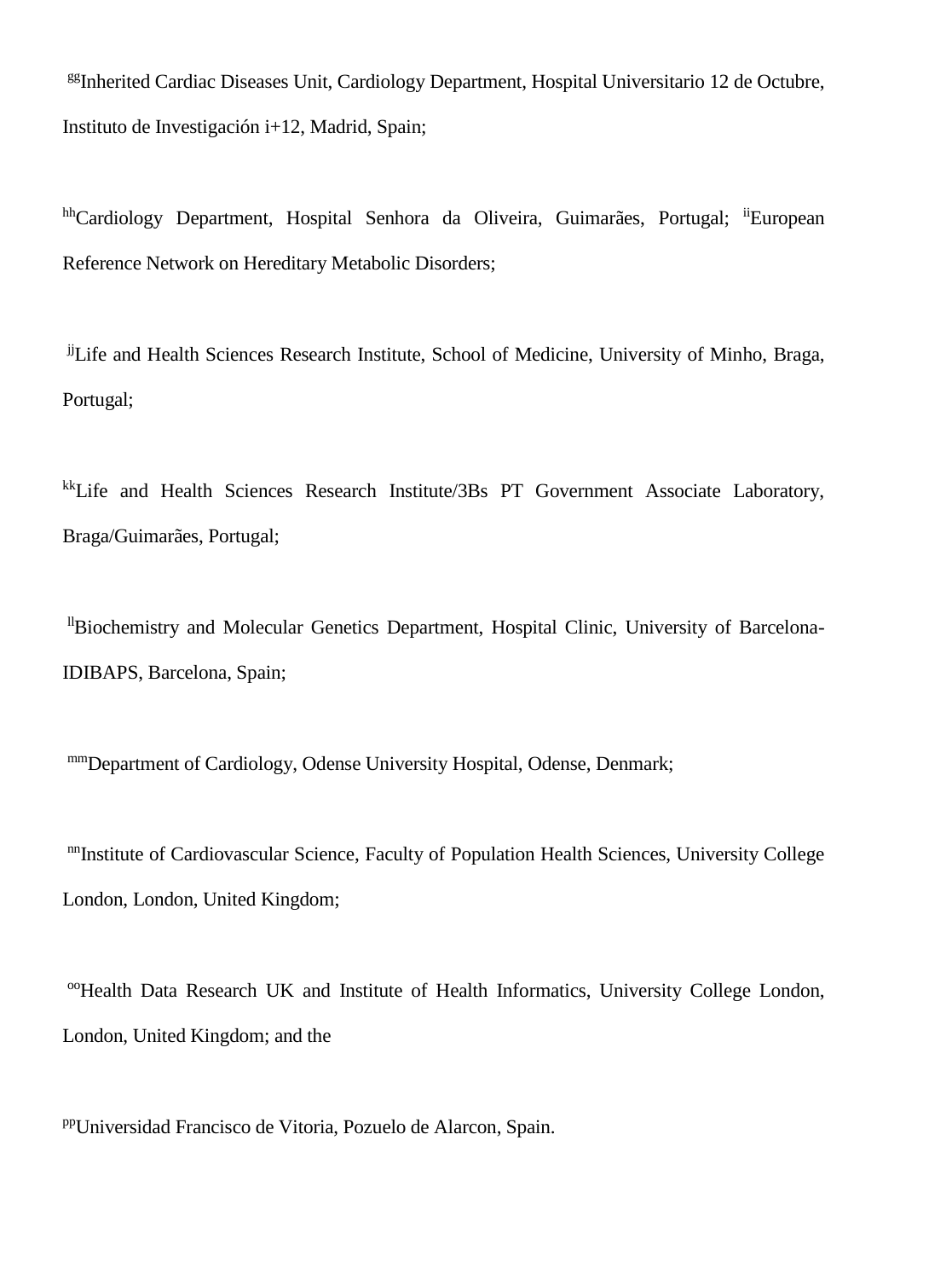[gg]Inherited Cardiac Diseases Unit, Cardiology Department, Hospital Universitario 12 de Octubre, Instituto de Investigación i+12, Madrid, Spain;

[hh]Cardiology Department, Hospital Senhora da Oliveira, Guimarães, Portugal; [ii]European Reference Network on Hereditary Metabolic Disorders;

[jj]Life and Health Sciences Research Institute, School of Medicine, University of Minho, Braga, Portugal;

[kk]Life and Health Sciences Research Institute/3Bs PT Government Associate Laboratory, Braga/Guimarães, Portugal;

[ll]Biochemistry and Molecular Genetics Department, Hospital Clinic, University of Barcelona-IDIBAPS, Barcelona, Spain;

[mm]Department of Cardiology, Odense University Hospital, Odense, Denmark;

[nn]Institute of Cardiovascular Science, Faculty of Population Health Sciences, University College London, London, United Kingdom;

[oo]Health Data Research UK and Institute of Health Informatics, University College London, London, United Kingdom; and the

[pp]Universidad Francisco de Vitoria, Pozuelo de Alarcon, Spain.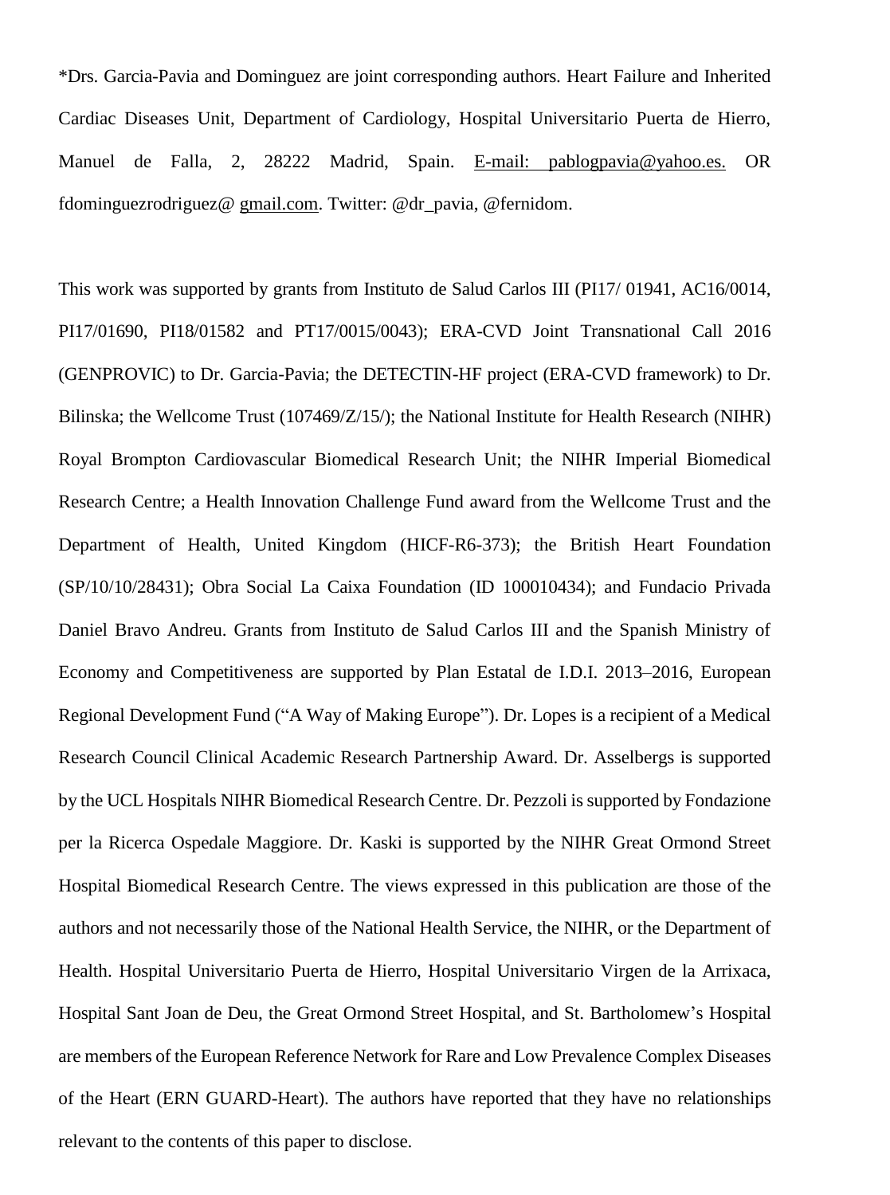*Drs. Garcia-Pavia and Dominguez are joint corresponding authors. Heart Failure and Inherited Cardiac Diseases Unit, Department of Cardiology, Hospital Universitario Puerta de Hierro, Manuel de Falla, 2, 28222 Madrid, Spain. E-mail: pablogpavia@yahoo.es. OR fdominguezrodriguez@ gmail.com. Twitter: @dr_pavia, @fernidom.

This work was supported by grants from Instituto de Salud Carlos III (PI17/ 01941, AC16/0014, PI17/01690, PI18/01582 and PT17/0015/0043); ERA-CVD Joint Transnational Call 2016 (GENPROVIC) to Dr. Garcia-Pavia; the DETECTIN-HF project (ERA-CVD framework) to Dr. Bilinska; the Wellcome Trust (107469/Z/15/); the National Institute for Health Research (NIHR) Royal Brompton Cardiovascular Biomedical Research Unit; the NIHR Imperial Biomedical Research Centre; a Health Innovation Challenge Fund award from the Wellcome Trust and the Department of Health, United Kingdom (HICF-R6-373); the British Heart Foundation (SP/10/10/28431); Obra Social La Caixa Foundation (ID 100010434); and Fundacio Privada Daniel Bravo Andreu. Grants from Instituto de Salud Carlos III and the Spanish Ministry of Economy and Competitiveness are supported by Plan Estatal de I.D.I. 2013–2016, European Regional Development Fund ("A Way of Making Europe"). Dr. Lopes is a recipient of a Medical Research Council Clinical Academic Research Partnership Award. Dr. Asselbergs is supported by the UCL Hospitals NIHR Biomedical Research Centre. Dr. Pezzoli is supported by Fondazione per la Ricerca Ospedale Maggiore. Dr. Kaski is supported by the NIHR Great Ormond Street Hospital Biomedical Research Centre. The views expressed in this publication are those of the authors and not necessarily those of the National Health Service, the NIHR, or the Department of Health. Hospital Universitario Puerta de Hierro, Hospital Universitario Virgen de la Arrixaca, Hospital Sant Joan de Deu, the Great Ormond Street Hospital, and St. Bartholomew's Hospital are members of the European Reference Network for Rare and Low Prevalence Complex Diseases of the Heart (ERN GUARD-Heart). The authors have reported that they have no relationships relevant to the contents of this paper to disclose.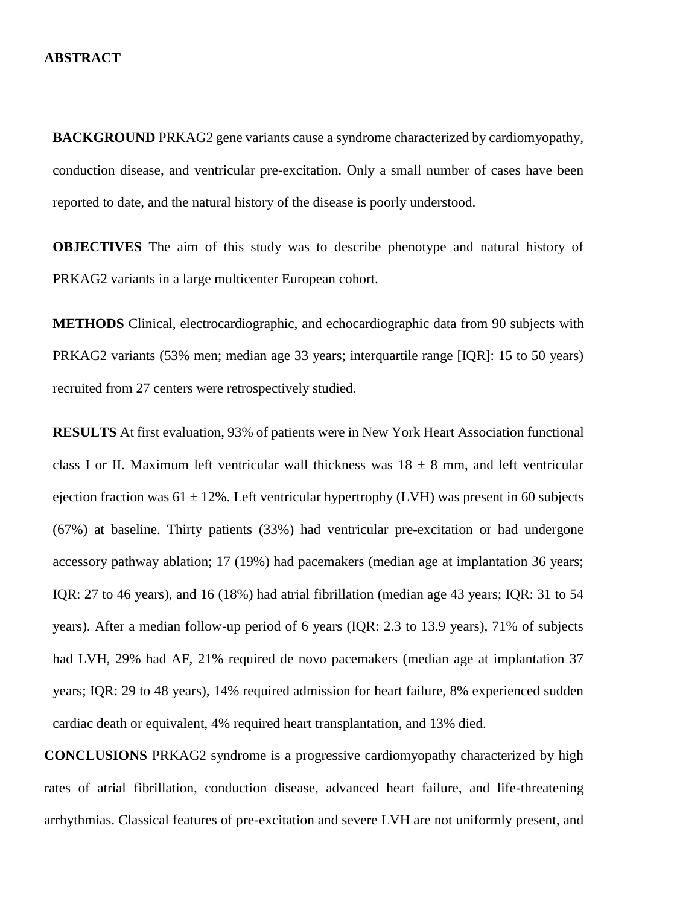**ABSTRACT**

**BACKGROUND** PRKAG2 gene variants cause a syndrome characterized by cardiomyopathy, conduction disease, and ventricular pre-excitation. Only a small number of cases have been reported to date, and the natural history of the disease is poorly understood.

**OBJECTIVES** The aim of this study was to describe phenotype and natural history of PRKAG2 variants in a large multicenter European cohort.

**METHODS** Clinical, electrocardiographic, and echocardiographic data from 90 subjects with PRKAG2 variants (53% men; median age 33 years; interquartile range [IQR]: 15 to 50 years) recruited from 27 centers were retrospectively studied.

**RESULTS** At first evaluation, 93% of patients were in New York Heart Association functional class I or II. Maximum left ventricular wall thickness was 18 ± 8 mm, and left ventricular ejection fraction was 61 ± 12%. Left ventricular hypertrophy (LVH) was present in 60 subjects (67%) at baseline. Thirty patients (33%) had ventricular pre-excitation or had undergone accessory pathway ablation; 17 (19%) had pacemakers (median age at implantation 36 years; IQR: 27 to 46 years), and 16 (18%) had atrial fibrillation (median age 43 years; IQR: 31 to 54 years). After a median follow-up period of 6 years (IQR: 2.3 to 13.9 years), 71% of subjects had LVH, 29% had AF, 21% required de novo pacemakers (median age at implantation 37 years; IQR: 29 to 48 years), 14% required admission for heart failure, 8% experienced sudden cardiac death or equivalent, 4% required heart transplantation, and 13% died.

**CONCLUSIONS** PRKAG2 syndrome is a progressive cardiomyopathy characterized by high rates of atrial fibrillation, conduction disease, advanced heart failure, and life-threatening arrhythmias. Classical features of pre-excitation and severe LVH are not uniformly present, and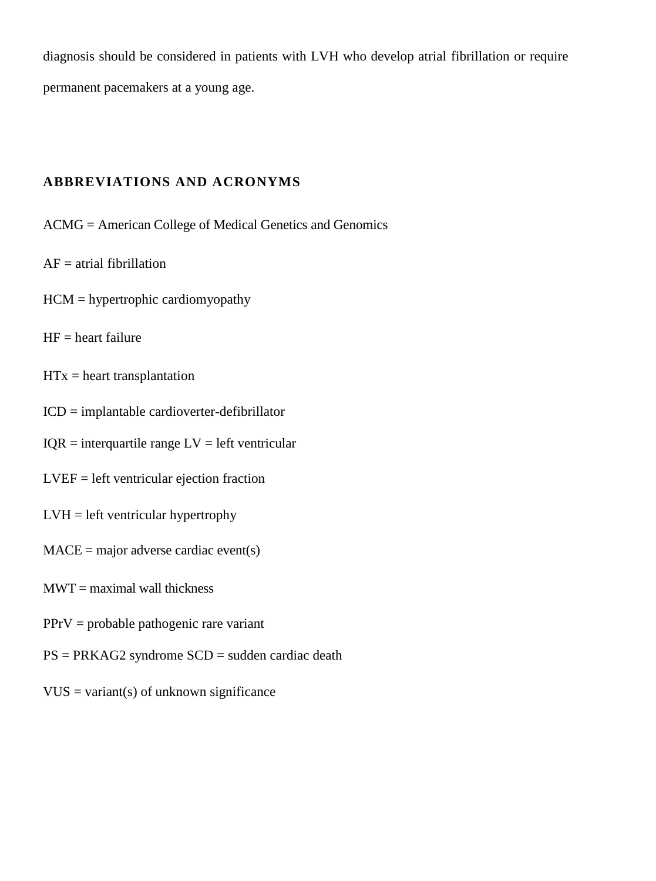diagnosis should be considered in patients with LVH who develop atrial fibrillation or require permanent pacemakers at a young age.

## ABBREVIATIONS AND ACRONYMS

ACMG = American College of Medical Genetics and Genomics

AF = atrial fibrillation

HCM = hypertrophic cardiomyopathy

HF = heart failure

HTx = heart transplantation

ICD = implantable cardioverter-defibrillator

IQR = interquartile range LV = left ventricular

LVEF = left ventricular ejection fraction

LVH = left ventricular hypertrophy

MACE = major adverse cardiac event(s)

MWT = maximal wall thickness

PPrV = probable pathogenic rare variant

PS = PRKAG2 syndrome SCD = sudden cardiac death

VUS = variant(s) of unknown significance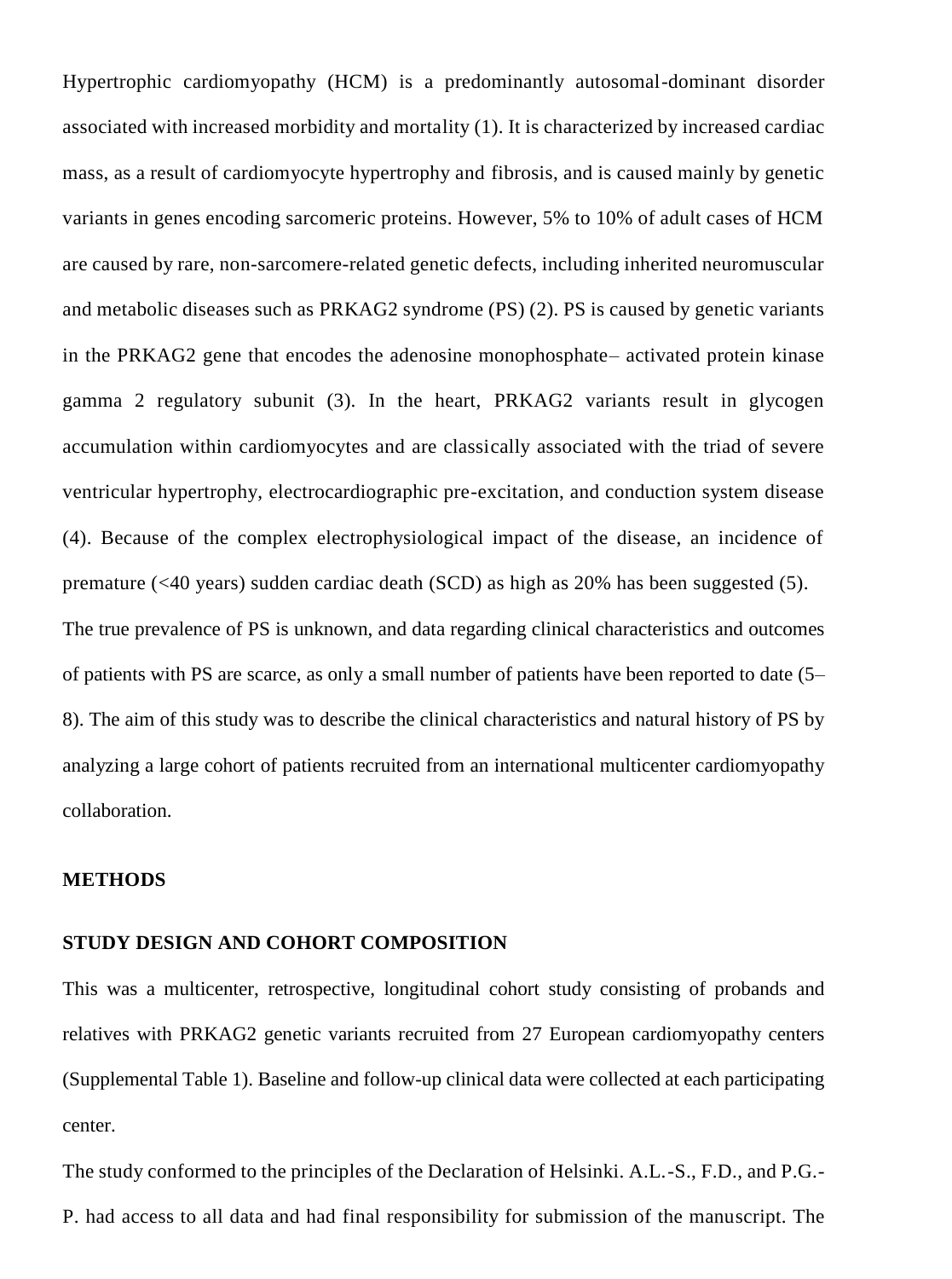Hypertrophic cardiomyopathy (HCM) is a predominantly autosomal-dominant disorder associated with increased morbidity and mortality (1). It is characterized by increased cardiac mass, as a result of cardiomyocyte hypertrophy and fibrosis, and is caused mainly by genetic variants in genes encoding sarcomeric proteins. However, 5% to 10% of adult cases of HCM are caused by rare, non-sarcomere-related genetic defects, including inherited neuromuscular and metabolic diseases such as PRKAG2 syndrome (PS) (2). PS is caused by genetic variants in the PRKAG2 gene that encodes the adenosine monophosphate– activated protein kinase gamma 2 regulatory subunit (3). In the heart, PRKAG2 variants result in glycogen accumulation within cardiomyocytes and are classically associated with the triad of severe ventricular hypertrophy, electrocardiographic pre-excitation, and conduction system disease (4). Because of the complex electrophysiological impact of the disease, an incidence of premature (<40 years) sudden cardiac death (SCD) as high as 20% has been suggested (5).

The true prevalence of PS is unknown, and data regarding clinical characteristics and outcomes of patients with PS are scarce, as only a small number of patients have been reported to date (5–8). The aim of this study was to describe the clinical characteristics and natural history of PS by analyzing a large cohort of patients recruited from an international multicenter cardiomyopathy collaboration.

## METHODS

### STUDY DESIGN AND COHORT COMPOSITION

This was a multicenter, retrospective, longitudinal cohort study consisting of probands and relatives with PRKAG2 genetic variants recruited from 27 European cardiomyopathy centers (Supplemental Table 1). Baseline and follow-up clinical data were collected at each participating center.

The study conformed to the principles of the Declaration of Helsinki. A.L.-S., F.D., and P.G.-P. had access to all data and had final responsibility for submission of the manuscript. The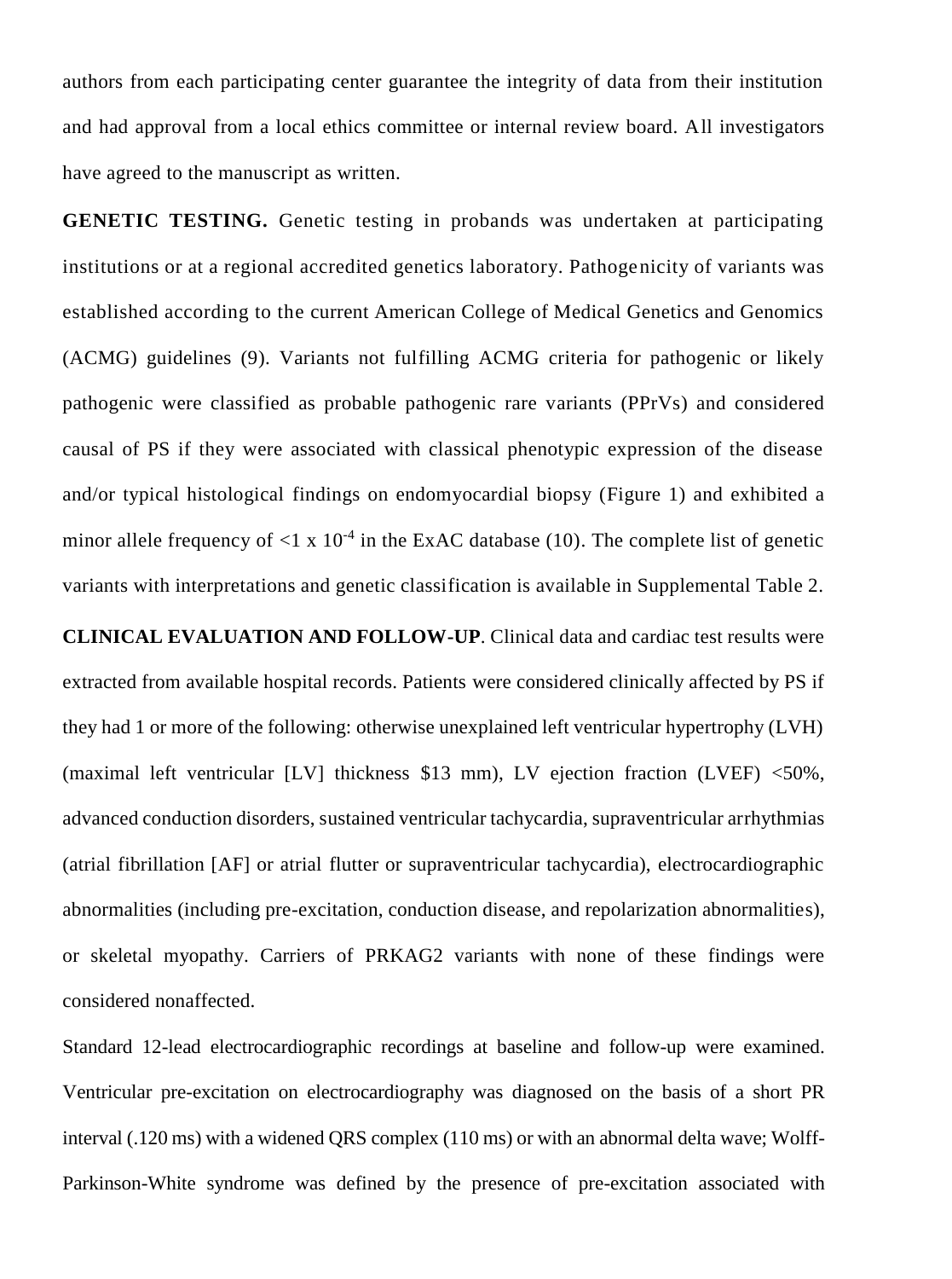authors from each participating center guarantee the integrity of data from their institution and had approval from a local ethics committee or internal review board. All investigators have agreed to the manuscript as written.

**GENETIC TESTING.** Genetic testing in probands was undertaken at participating institutions or at a regional accredited genetics laboratory. Pathogenicity of variants was established according to the current American College of Medical Genetics and Genomics (ACMG) guidelines (9). Variants not fulfilling ACMG criteria for pathogenic or likely pathogenic were classified as probable pathogenic rare variants (PPrVs) and considered causal of PS if they were associated with classical phenotypic expression of the disease and/or typical histological findings on endomyocardial biopsy (Figure 1) and exhibited a minor allele frequency of $<1 \times 10^{-4}$ in the ExAC database (10). The complete list of genetic variants with interpretations and genetic classification is available in Supplemental Table 2.

**CLINICAL EVALUATION AND FOLLOW-UP**. Clinical data and cardiac test results were extracted from available hospital records. Patients were considered clinically affected by PS if they had 1 or more of the following: otherwise unexplained left ventricular hypertrophy (LVH) (maximal left ventricular [LV] thickness $13 mm), LV ejection fraction (LVEF) <50%, advanced conduction disorders, sustained ventricular tachycardia, supraventricular arrhythmias (atrial fibrillation [AF] or atrial flutter or supraventricular tachycardia), electrocardiographic abnormalities (including pre-excitation, conduction disease, and repolarization abnormalities), or skeletal myopathy. Carriers of PRKAG2 variants with none of these findings were considered nonaffected.

Standard 12-lead electrocardiographic recordings at baseline and follow-up were examined. Ventricular pre-excitation on electrocardiography was diagnosed on the basis of a short PR interval (.120 ms) with a widened QRS complex (110 ms) or with an abnormal delta wave; Wolff-Parkinson-White syndrome was defined by the presence of pre-excitation associated with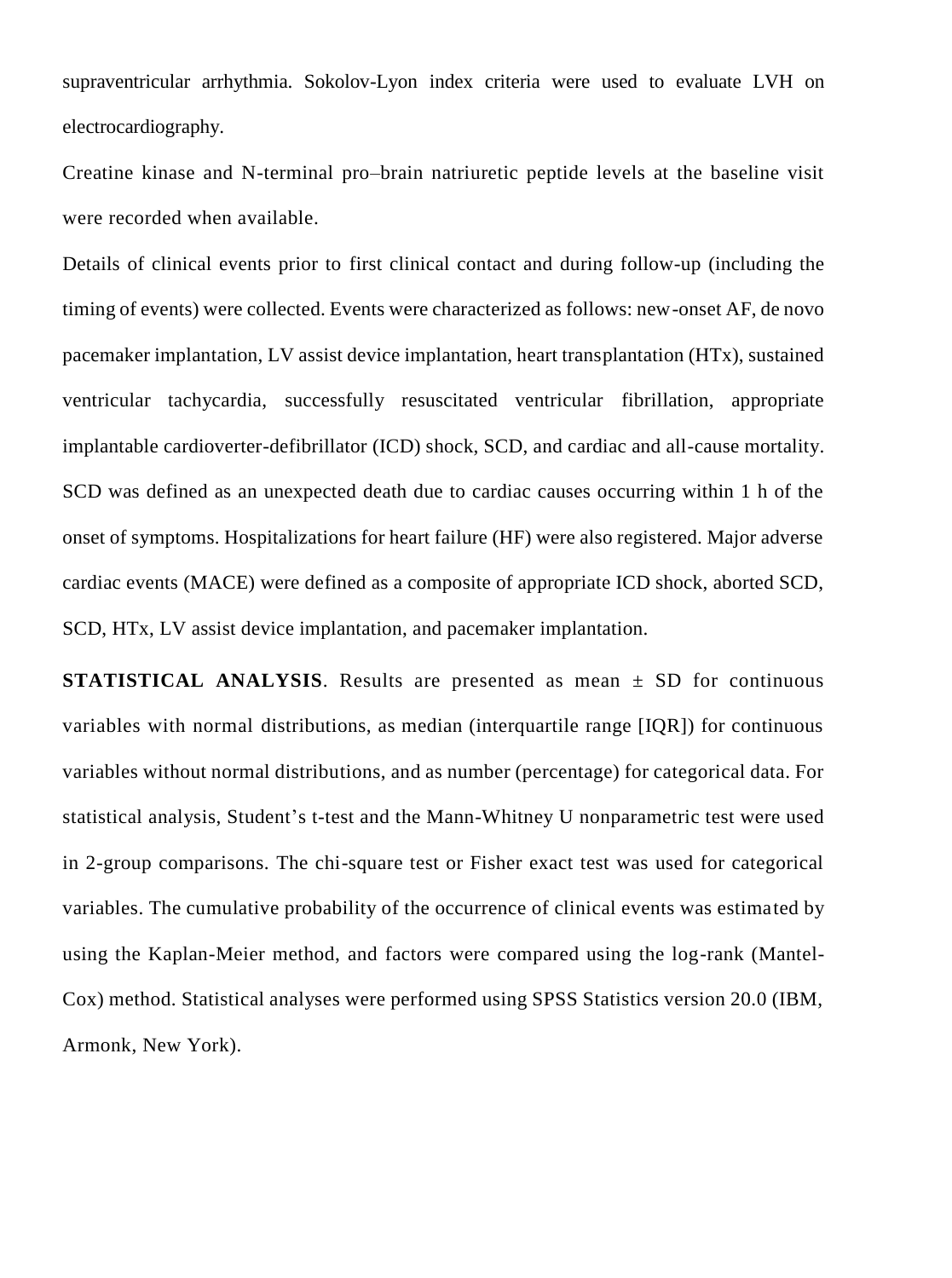supraventricular arrhythmia. Sokolov-Lyon index criteria were used to evaluate LVH on electrocardiography.

Creatine kinase and N-terminal pro–brain natriuretic peptide levels at the baseline visit were recorded when available.

Details of clinical events prior to first clinical contact and during follow-up (including the timing of events) were collected. Events were characterized as follows: new-onset AF, de novo pacemaker implantation, LV assist device implantation, heart transplantation (HTx), sustained ventricular tachycardia, successfully resuscitated ventricular fibrillation, appropriate implantable cardioverter-defibrillator (ICD) shock, SCD, and cardiac and all-cause mortality. SCD was defined as an unexpected death due to cardiac causes occurring within 1 h of the onset of symptoms. Hospitalizations for heart failure (HF) were also registered. Major adverse cardiac events (MACE) were defined as a composite of appropriate ICD shock, aborted SCD, SCD, HTx, LV assist device implantation, and pacemaker implantation.

**STATISTICAL ANALYSIS**. Results are presented as mean ± SD for continuous variables with normal distributions, as median (interquartile range [IQR]) for continuous variables without normal distributions, and as number (percentage) for categorical data. For statistical analysis, Student's t-test and the Mann-Whitney U nonparametric test were used in 2-group comparisons. The chi-square test or Fisher exact test was used for categorical variables. The cumulative probability of the occurrence of clinical events was estimated by using the Kaplan-Meier method, and factors were compared using the log-rank (Mantel-Cox) method. Statistical analyses were performed using SPSS Statistics version 20.0 (IBM, Armonk, New York).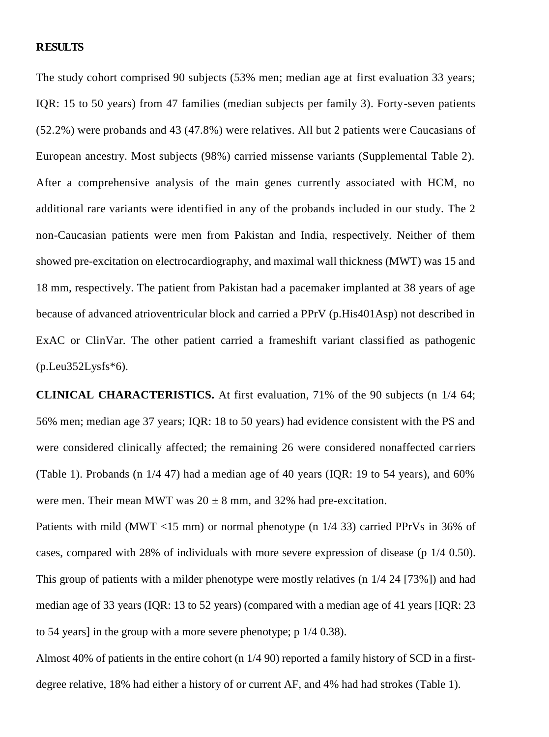## RESULTS

The study cohort comprised 90 subjects (53% men; median age at first evaluation 33 years; IQR: 15 to 50 years) from 47 families (median subjects per family 3). Forty-seven patients (52.2%) were probands and 43 (47.8%) were relatives. All but 2 patients were Caucasians of European ancestry. Most subjects (98%) carried missense variants (Supplemental Table 2). After a comprehensive analysis of the main genes currently associated with HCM, no additional rare variants were identified in any of the probands included in our study. The 2 non-Caucasian patients were men from Pakistan and India, respectively. Neither of them showed pre-excitation on electrocardiography, and maximal wall thickness (MWT) was 15 and 18 mm, respectively. The patient from Pakistan had a pacemaker implanted at 38 years of age because of advanced atrioventricular block and carried a PPrV (p.His401Asp) not described in ExAC or ClinVar. The other patient carried a frameshift variant classified as pathogenic (p.Leu352Lysfs*6).

**CLINICAL CHARACTERISTICS.** At first evaluation, 71% of the 90 subjects (n 1/4 64; 56% men; median age 37 years; IQR: 18 to 50 years) had evidence consistent with the PS and were considered clinically affected; the remaining 26 were considered nonaffected carriers (Table 1). Probands (n 1/4 47) had a median age of 40 years (IQR: 19 to 54 years), and 60% were men. Their mean MWT was $20 \pm 8$ mm, and 32% had pre-excitation.

Patients with mild (MWT <15 mm) or normal phenotype (n 1/4 33) carried PPrVs in 36% of cases, compared with 28% of individuals with more severe expression of disease (p 1/4 0.50). This group of patients with a milder phenotype were mostly relatives (n 1/4 24 [73%]) and had median age of 33 years (IQR: 13 to 52 years) (compared with a median age of 41 years [IQR: 23 to 54 years] in the group with a more severe phenotype; p 1/4 0.38).

Almost 40% of patients in the entire cohort (n 1/4 90) reported a family history of SCD in a first-degree relative, 18% had either a history of or current AF, and 4% had had strokes (Table 1).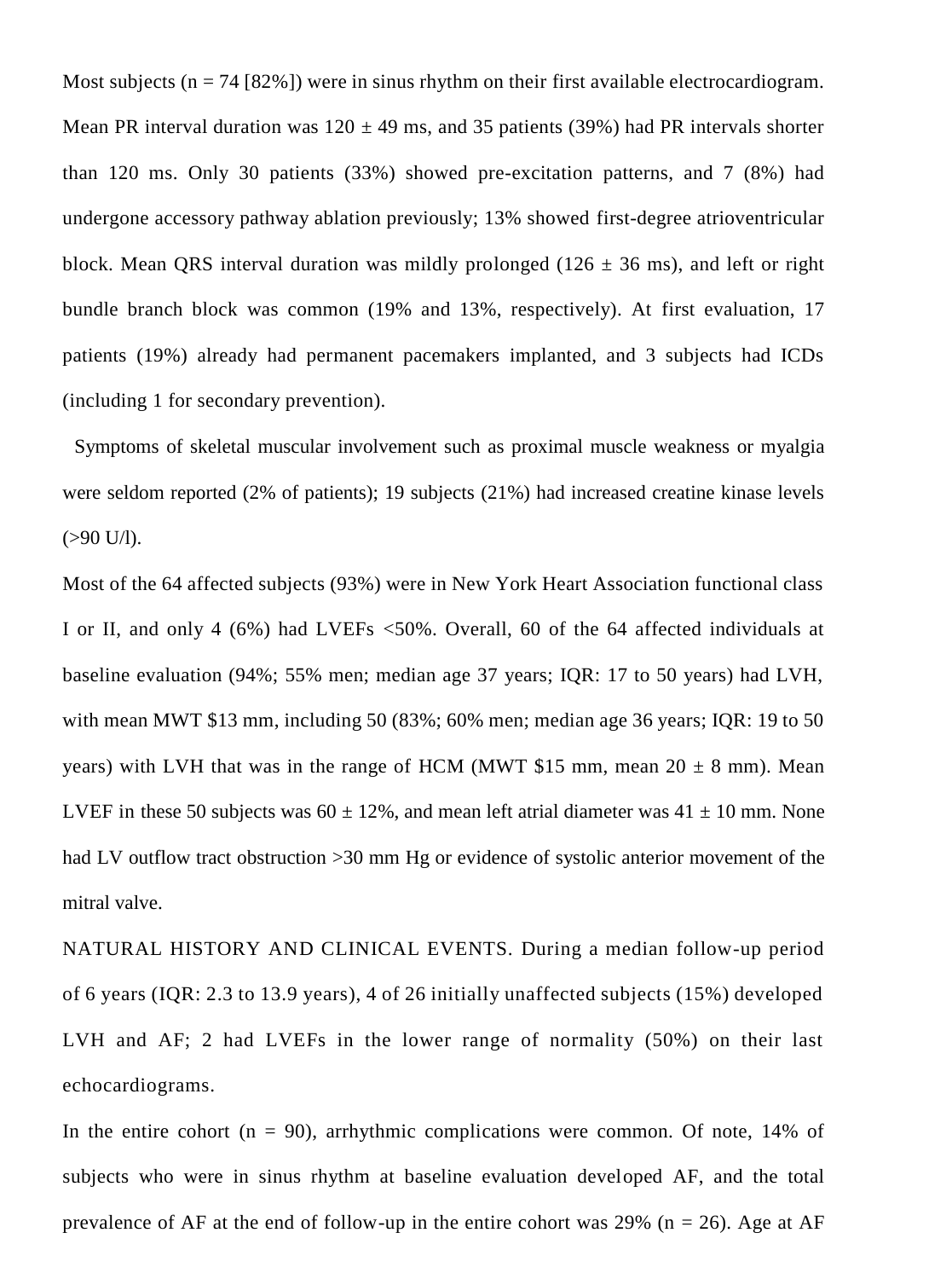Most subjects (n = 74 [82%]) were in sinus rhythm on their first available electrocardiogram. Mean PR interval duration was 120 ± 49 ms, and 35 patients (39%) had PR intervals shorter than 120 ms. Only 30 patients (33%) showed pre-excitation patterns, and 7 (8%) had undergone accessory pathway ablation previously; 13% showed first-degree atrioventricular block. Mean QRS interval duration was mildly prolonged (126 ± 36 ms), and left or right bundle branch block was common (19% and 13%, respectively). At first evaluation, 17 patients (19%) already had permanent pacemakers implanted, and 3 subjects had ICDs (including 1 for secondary prevention).

Symptoms of skeletal muscular involvement such as proximal muscle weakness or myalgia were seldom reported (2% of patients); 19 subjects (21%) had increased creatine kinase levels (>90 U/l).

Most of the 64 affected subjects (93%) were in New York Heart Association functional class I or II, and only 4 (6%) had LVEFs <50%. Overall, 60 of the 64 affected individuals at baseline evaluation (94%; 55% men; median age 37 years; IQR: 17 to 50 years) had LVH, with mean MWT $13 mm, including 50 (83%; 60% men; median age 36 years; IQR: 19 to 50 years) with LVH that was in the range of HCM (MWT $15 mm, mean 20 ± 8 mm). Mean LVEF in these 50 subjects was 60 ± 12%, and mean left atrial diameter was 41 ± 10 mm. None had LV outflow tract obstruction >30 mm Hg or evidence of systolic anterior movement of the mitral valve.

NATURAL HISTORY AND CLINICAL EVENTS. During a median follow-up period of 6 years (IQR: 2.3 to 13.9 years), 4 of 26 initially unaffected subjects (15%) developed LVH and AF; 2 had LVEFs in the lower range of normality (50%) on their last echocardiograms.

In the entire cohort (n = 90), arrhythmic complications were common. Of note, 14% of subjects who were in sinus rhythm at baseline evaluation developed AF, and the total prevalence of AF at the end of follow-up in the entire cohort was 29% (n = 26). Age at AF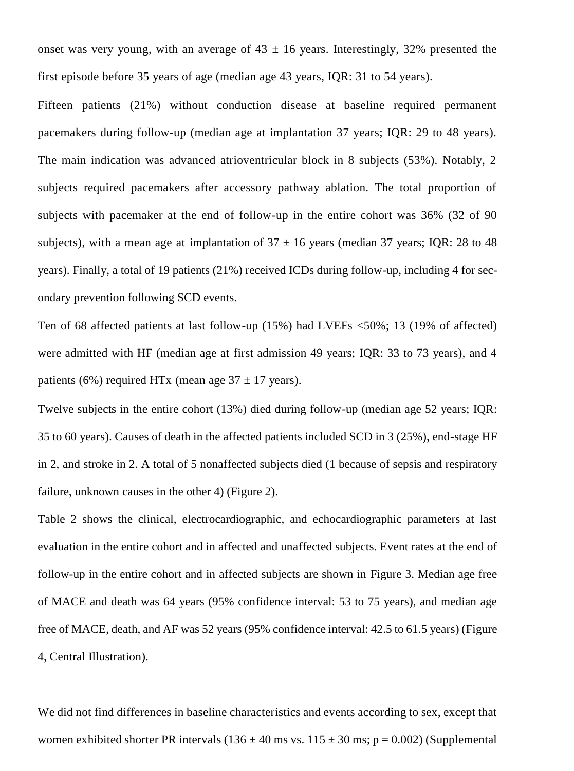onset was very young, with an average of 43 ± 16 years. Interestingly, 32% presented the first episode before 35 years of age (median age 43 years, IQR: 31 to 54 years).

Fifteen patients (21%) without conduction disease at baseline required permanent pacemakers during follow-up (median age at implantation 37 years; IQR: 29 to 48 years). The main indication was advanced atrioventricular block in 8 subjects (53%). Notably, 2 subjects required pacemakers after accessory pathway ablation. The total proportion of subjects with pacemaker at the end of follow-up in the entire cohort was 36% (32 of 90 subjects), with a mean age at implantation of 37 ± 16 years (median 37 years; IQR: 28 to 48 years). Finally, a total of 19 patients (21%) received ICDs during follow-up, including 4 for secondary prevention following SCD events.

Ten of 68 affected patients at last follow-up (15%) had LVEFs <50%; 13 (19% of affected) were admitted with HF (median age at first admission 49 years; IQR: 33 to 73 years), and 4 patients (6%) required HTx (mean age 37 ± 17 years).

Twelve subjects in the entire cohort (13%) died during follow-up (median age 52 years; IQR: 35 to 60 years). Causes of death in the affected patients included SCD in 3 (25%), end-stage HF in 2, and stroke in 2. A total of 5 nonaffected subjects died (1 because of sepsis and respiratory failure, unknown causes in the other 4) (Figure 2).

Table 2 shows the clinical, electrocardiographic, and echocardiographic parameters at last evaluation in the entire cohort and in affected and unaffected subjects. Event rates at the end of follow-up in the entire cohort and in affected subjects are shown in Figure 3. Median age free of MACE and death was 64 years (95% confidence interval: 53 to 75 years), and median age free of MACE, death, and AF was 52 years (95% confidence interval: 42.5 to 61.5 years) (Figure 4, Central Illustration).

We did not find differences in baseline characteristics and events according to sex, except that women exhibited shorter PR intervals (136 ± 40 ms vs. 115 ± 30 ms; $p = 0.002$) (Supplemental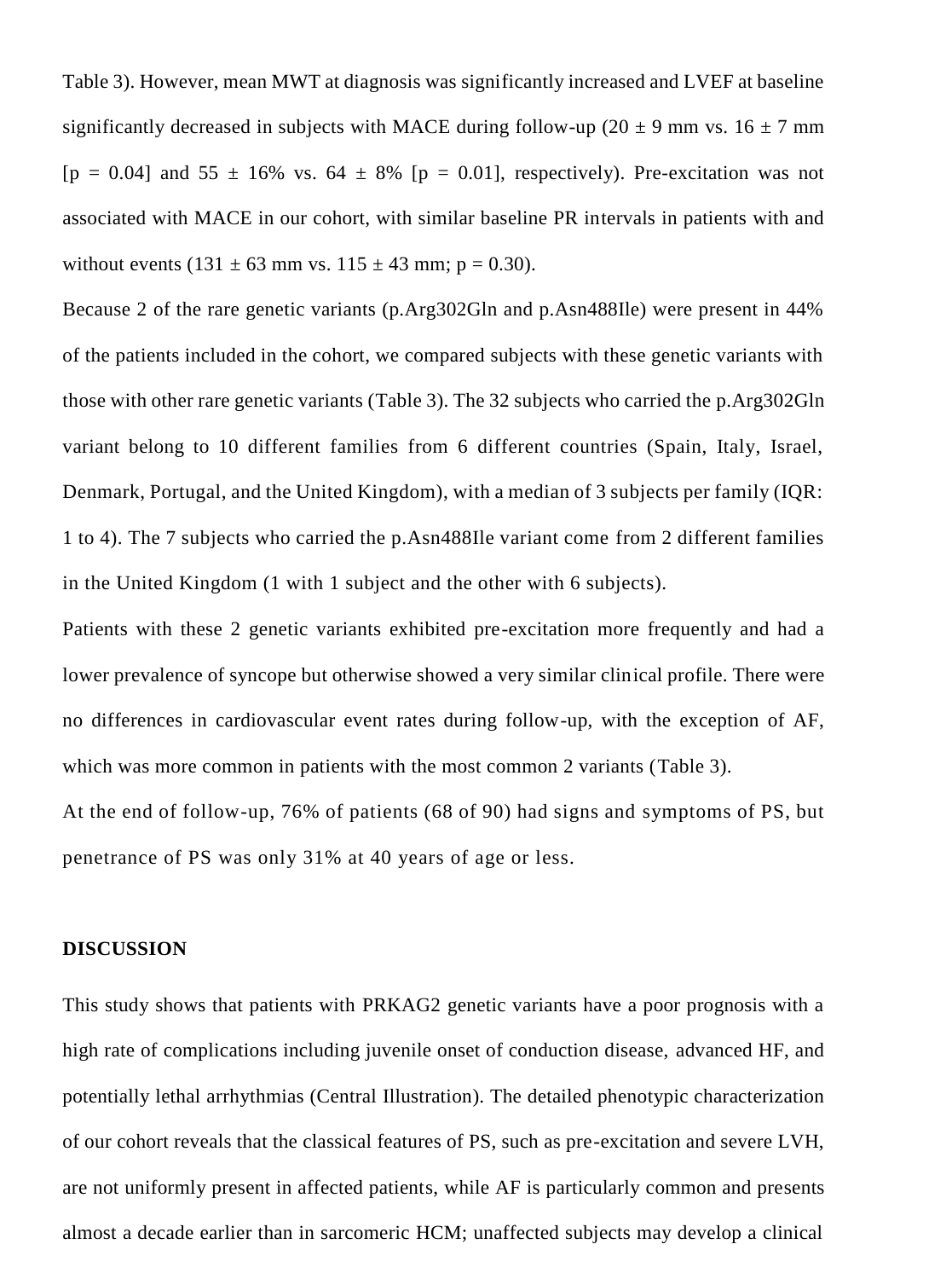Table 3). However, mean MWT at diagnosis was significantly increased and LVEF at baseline significantly decreased in subjects with MACE during follow-up (20 ± 9 mm vs. 16 ± 7 mm [p = 0.04] and 55 ± 16% vs. 64 ± 8% [p = 0.01], respectively). Pre-excitation was not associated with MACE in our cohort, with similar baseline PR intervals in patients with and without events (131 ± 63 mm vs. 115 ± 43 mm; p = 0.30).

Because 2 of the rare genetic variants (p.Arg302Gln and p.Asn488Ile) were present in 44% of the patients included in the cohort, we compared subjects with these genetic variants with those with other rare genetic variants (Table 3). The 32 subjects who carried the p.Arg302Gln variant belong to 10 different families from 6 different countries (Spain, Italy, Israel, Denmark, Portugal, and the United Kingdom), with a median of 3 subjects per family (IQR: 1 to 4). The 7 subjects who carried the p.Asn488Ile variant come from 2 different families in the United Kingdom (1 with 1 subject and the other with 6 subjects).

Patients with these 2 genetic variants exhibited pre-excitation more frequently and had a lower prevalence of syncope but otherwise showed a very similar clinical profile. There were no differences in cardiovascular event rates during follow-up, with the exception of AF, which was more common in patients with the most common 2 variants (Table 3).

At the end of follow-up, 76% of patients (68 of 90) had signs and symptoms of PS, but penetrance of PS was only 31% at 40 years of age or less.

## DISCUSSION

This study shows that patients with PRKAG2 genetic variants have a poor prognosis with a high rate of complications including juvenile onset of conduction disease, advanced HF, and potentially lethal arrhythmias (Central Illustration). The detailed phenotypic characterization of our cohort reveals that the classical features of PS, such as pre-excitation and severe LVH, are not uniformly present in affected patients, while AF is particularly common and presents almost a decade earlier than in sarcomeric HCM; unaffected subjects may develop a clinical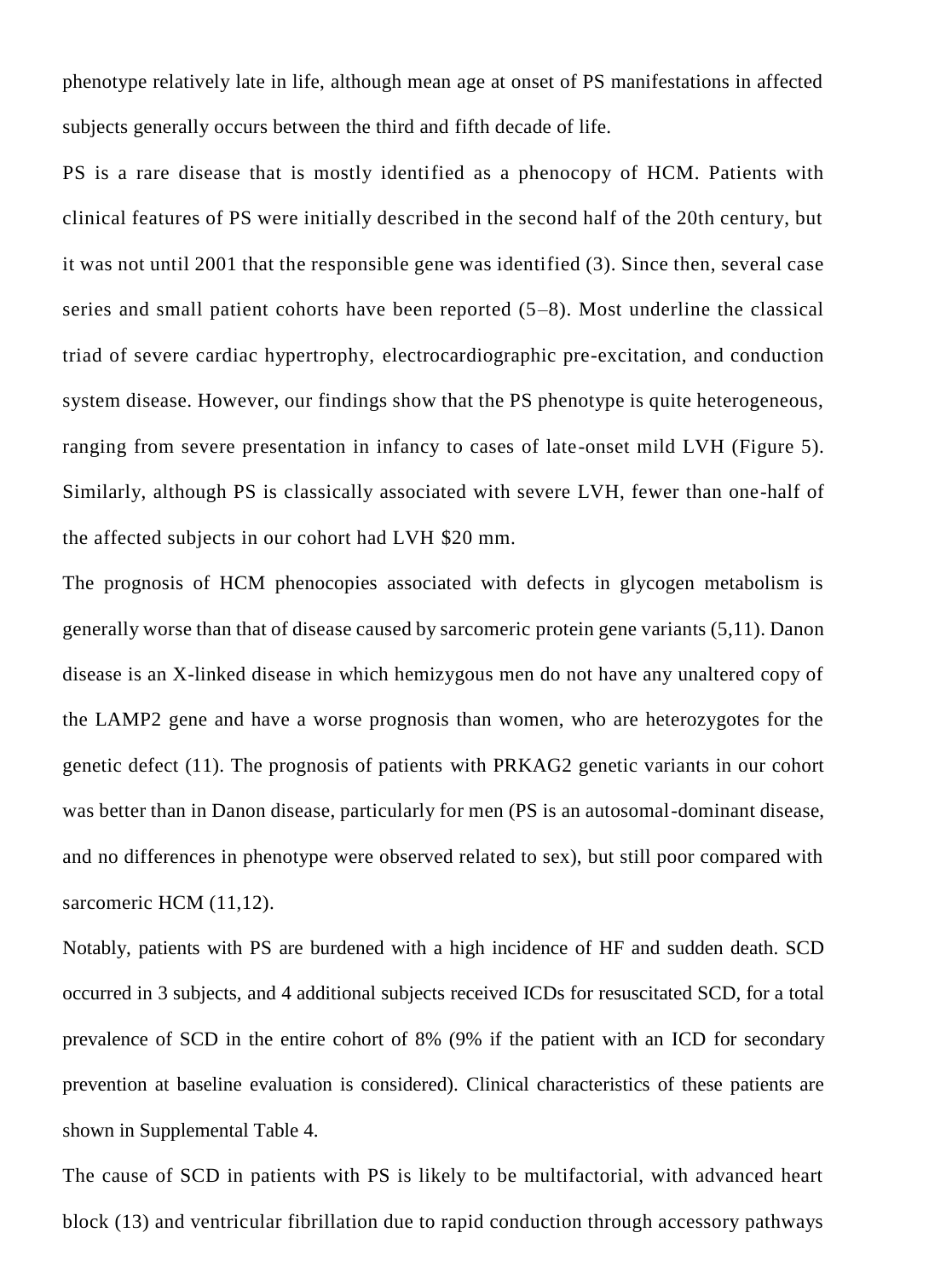phenotype relatively late in life, although mean age at onset of PS manifestations in affected subjects generally occurs between the third and fifth decade of life.

PS is a rare disease that is mostly identified as a phenocopy of HCM. Patients with clinical features of PS were initially described in the second half of the 20th century, but it was not until 2001 that the responsible gene was identified (3). Since then, several case series and small patient cohorts have been reported (5–8). Most underline the classical triad of severe cardiac hypertrophy, electrocardiographic pre-excitation, and conduction system disease. However, our findings show that the PS phenotype is quite heterogeneous, ranging from severe presentation in infancy to cases of late-onset mild LVH (Figure 5). Similarly, although PS is classically associated with severe LVH, fewer than one-half of the affected subjects in our cohort had LVH $20 mm.

The prognosis of HCM phenocopies associated with defects in glycogen metabolism is generally worse than that of disease caused by sarcomeric protein gene variants (5,11). Danon disease is an X-linked disease in which hemizygous men do not have any unaltered copy of the LAMP2 gene and have a worse prognosis than women, who are heterozygotes for the genetic defect (11). The prognosis of patients with PRKAG2 genetic variants in our cohort was better than in Danon disease, particularly for men (PS is an autosomal-dominant disease, and no differences in phenotype were observed related to sex), but still poor compared with sarcomeric HCM (11,12).

Notably, patients with PS are burdened with a high incidence of HF and sudden death. SCD occurred in 3 subjects, and 4 additional subjects received ICDs for resuscitated SCD, for a total prevalence of SCD in the entire cohort of 8% (9% if the patient with an ICD for secondary prevention at baseline evaluation is considered). Clinical characteristics of these patients are shown in Supplemental Table 4.

The cause of SCD in patients with PS is likely to be multifactorial, with advanced heart block (13) and ventricular fibrillation due to rapid conduction through accessory pathways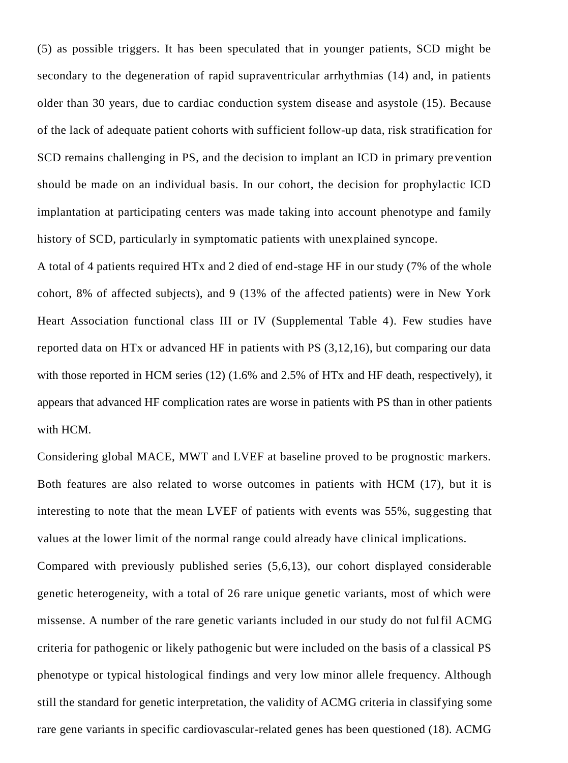(5) as possible triggers. It has been speculated that in younger patients, SCD might be secondary to the degeneration of rapid supraventricular arrhythmias (14) and, in patients older than 30 years, due to cardiac conduction system disease and asystole (15). Because of the lack of adequate patient cohorts with sufficient follow-up data, risk stratification for SCD remains challenging in PS, and the decision to implant an ICD in primary prevention should be made on an individual basis. In our cohort, the decision for prophylactic ICD implantation at participating centers was made taking into account phenotype and family history of SCD, particularly in symptomatic patients with unexplained syncope.

A total of 4 patients required HTx and 2 died of end-stage HF in our study (7% of the whole cohort, 8% of affected subjects), and 9 (13% of the affected patients) were in New York Heart Association functional class III or IV (Supplemental Table 4). Few studies have reported data on HTx or advanced HF in patients with PS (3,12,16), but comparing our data with those reported in HCM series (12) (1.6% and 2.5% of HTx and HF death, respectively), it appears that advanced HF complication rates are worse in patients with PS than in other patients with HCM.

Considering global MACE, MWT and LVEF at baseline proved to be prognostic markers. Both features are also related to worse outcomes in patients with HCM (17), but it is interesting to note that the mean LVEF of patients with events was 55%, suggesting that values at the lower limit of the normal range could already have clinical implications.

Compared with previously published series (5,6,13), our cohort displayed considerable genetic heterogeneity, with a total of 26 rare unique genetic variants, most of which were missense. A number of the rare genetic variants included in our study do not fulfil ACMG criteria for pathogenic or likely pathogenic but were included on the basis of a classical PS phenotype or typical histological findings and very low minor allele frequency. Although still the standard for genetic interpretation, the validity of ACMG criteria in classifying some rare gene variants in specific cardiovascular-related genes has been questioned (18). ACMG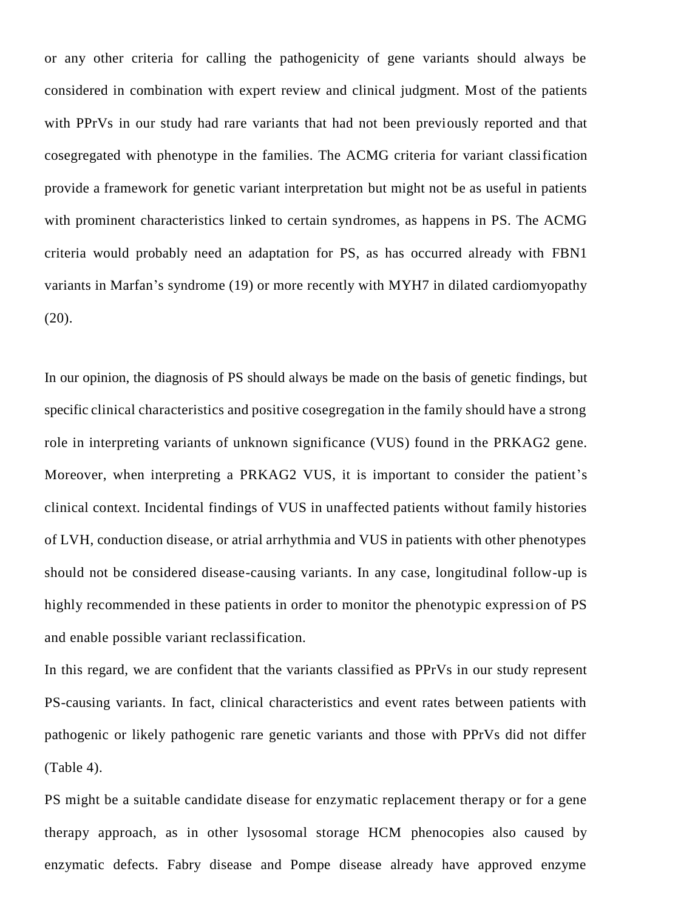or any other criteria for calling the pathogenicity of gene variants should always be considered in combination with expert review and clinical judgment. Most of the patients with PPrVs in our study had rare variants that had not been previously reported and that cosegregated with phenotype in the families. The ACMG criteria for variant classification provide a framework for genetic variant interpretation but might not be as useful in patients with prominent characteristics linked to certain syndromes, as happens in PS. The ACMG criteria would probably need an adaptation for PS, as has occurred already with FBN1 variants in Marfan's syndrome (19) or more recently with MYH7 in dilated cardiomyopathy (20).

In our opinion, the diagnosis of PS should always be made on the basis of genetic findings, but specific clinical characteristics and positive cosegregation in the family should have a strong role in interpreting variants of unknown significance (VUS) found in the PRKAG2 gene. Moreover, when interpreting a PRKAG2 VUS, it is important to consider the patient's clinical context. Incidental findings of VUS in unaffected patients without family histories of LVH, conduction disease, or atrial arrhythmia and VUS in patients with other phenotypes should not be considered disease-causing variants. In any case, longitudinal follow-up is highly recommended in these patients in order to monitor the phenotypic expression of PS and enable possible variant reclassification.

In this regard, we are confident that the variants classified as PPrVs in our study represent PS-causing variants. In fact, clinical characteristics and event rates between patients with pathogenic or likely pathogenic rare genetic variants and those with PPrVs did not differ (Table 4).

PS might be a suitable candidate disease for enzymatic replacement therapy or for a gene therapy approach, as in other lysosomal storage HCM phenocopies also caused by enzymatic defects. Fabry disease and Pompe disease already have approved enzyme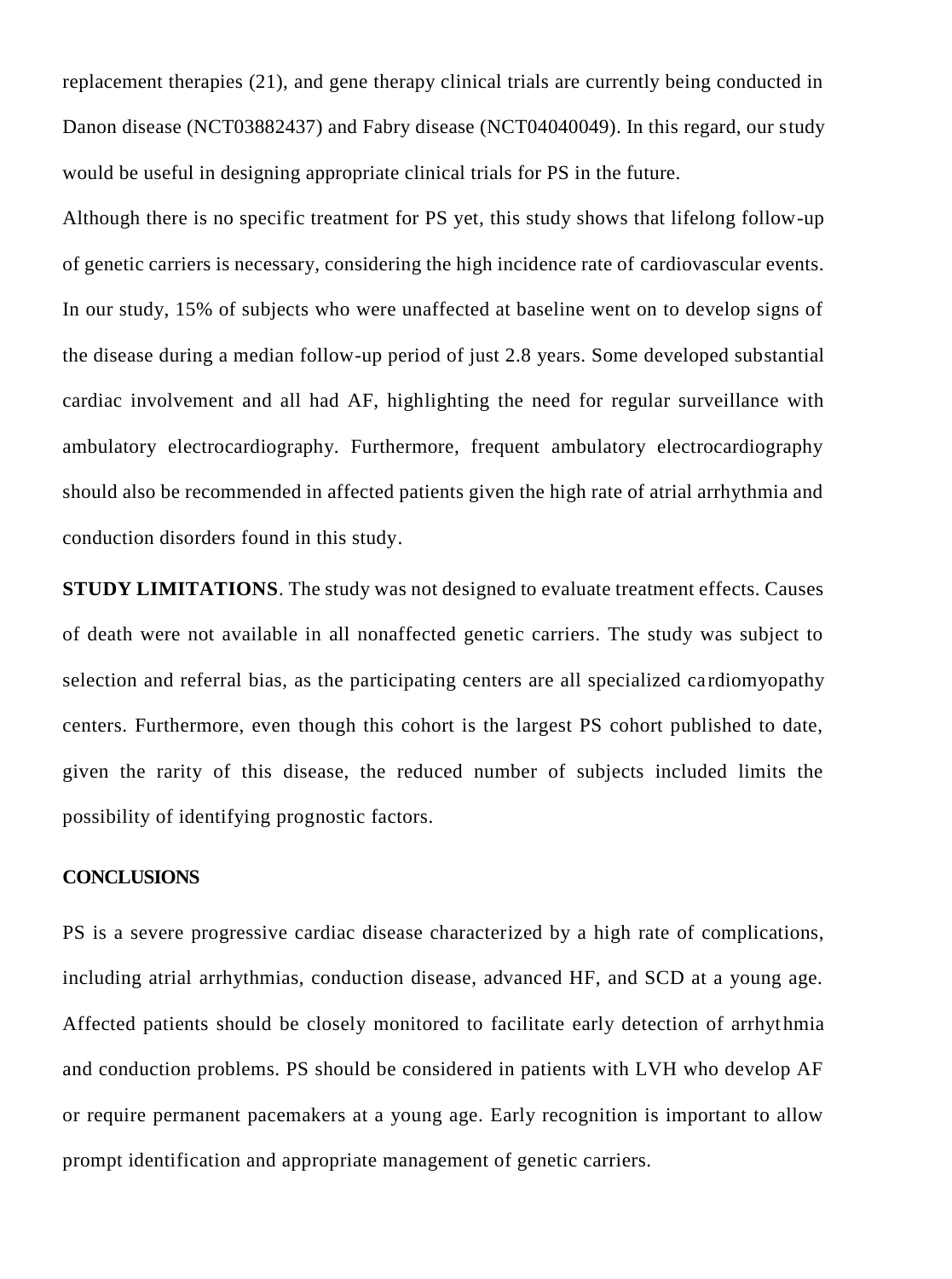replacement therapies (21), and gene therapy clinical trials are currently being conducted in Danon disease (NCT03882437) and Fabry disease (NCT04040049). In this regard, our study would be useful in designing appropriate clinical trials for PS in the future.

Although there is no specific treatment for PS yet, this study shows that lifelong follow-up of genetic carriers is necessary, considering the high incidence rate of cardiovascular events. In our study, 15% of subjects who were unaffected at baseline went on to develop signs of the disease during a median follow-up period of just 2.8 years. Some developed substantial cardiac involvement and all had AF, highlighting the need for regular surveillance with ambulatory electrocardiography. Furthermore, frequent ambulatory electrocardiography should also be recommended in affected patients given the high rate of atrial arrhythmia and conduction disorders found in this study.

**STUDY LIMITATIONS**. The study was not designed to evaluate treatment effects. Causes of death were not available in all nonaffected genetic carriers. The study was subject to selection and referral bias, as the participating centers are all specialized cardiomyopathy centers. Furthermore, even though this cohort is the largest PS cohort published to date, given the rarity of this disease, the reduced number of subjects included limits the possibility of identifying prognostic factors.

## CONCLUSIONS

PS is a severe progressive cardiac disease characterized by a high rate of complications, including atrial arrhythmias, conduction disease, advanced HF, and SCD at a young age. Affected patients should be closely monitored to facilitate early detection of arrhythmia and conduction problems. PS should be considered in patients with LVH who develop AF or require permanent pacemakers at a young age. Early recognition is important to allow prompt identification and appropriate management of genetic carriers.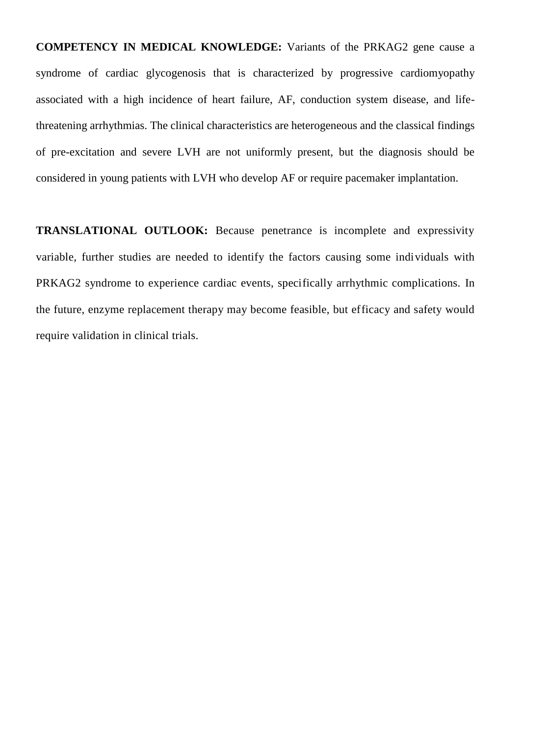**COMPETENCY IN MEDICAL KNOWLEDGE:** Variants of the PRKAG2 gene cause a syndrome of cardiac glycogenosis that is characterized by progressive cardiomyopathy associated with a high incidence of heart failure, AF, conduction system disease, and life-threatening arrhythmias. The clinical characteristics are heterogeneous and the classical findings of pre-excitation and severe LVH are not uniformly present, but the diagnosis should be considered in young patients with LVH who develop AF or require pacemaker implantation.

**TRANSLATIONAL OUTLOOK:** Because penetrance is incomplete and expressivity variable, further studies are needed to identify the factors causing some individuals with PRKAG2 syndrome to experience cardiac events, specifically arrhythmic complications. In the future, enzyme replacement therapy may become feasible, but efficacy and safety would require validation in clinical trials.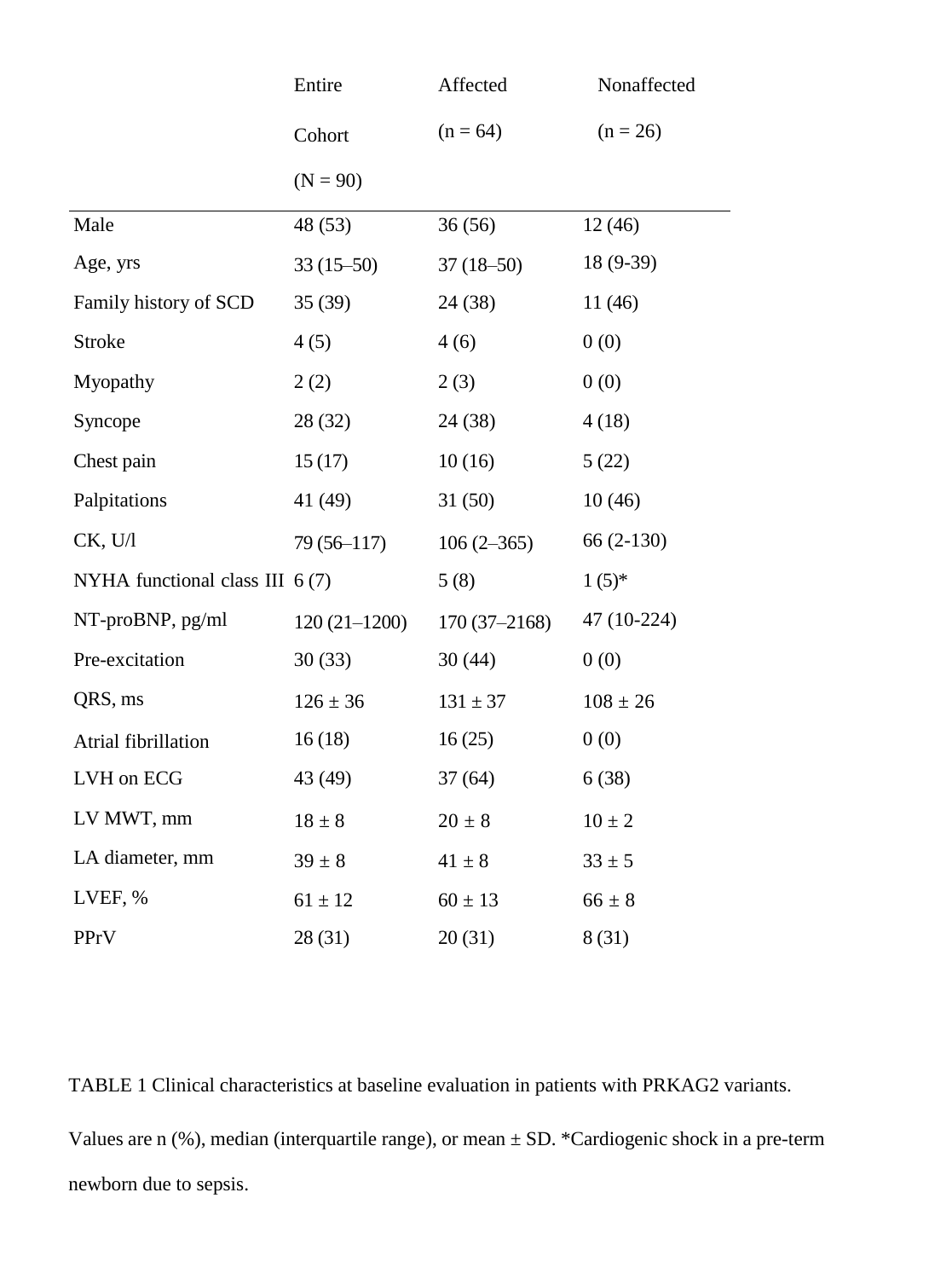| | Entire Cohort (N = 90) | Affected (n = 64) | Nonaffected (n = 26) |
|---|---|---|---|
| Male | 48 (53) | 36 (56) | 12 (46) |
| Age, yrs | 33 (15–50) | 37 (18–50) | 18 (9-39) |
| Family history of SCD | 35 (39) | 24 (38) | 11 (46) |
| Stroke | 4 (5) | 4 (6) | 0 (0) |
| Myopathy | 2 (2) | 2 (3) | 0 (0) |
| Syncope | 28 (32) | 24 (38) | 4 (18) |
| Chest pain | 15 (17) | 10 (16) | 5 (22) |
| Palpitations | 41 (49) | 31 (50) | 10 (46) |
| CK, U/l | 79 (56–117) | 106 (2–365) | 66 (2-130) |
| NYHA functional class III | 6 (7) | 5 (8) | 1 (5)* |
| NT-proBNP, pg/ml | 120 (21–1200) | 170 (37–2168) | 47 (10-224) |
| Pre-excitation | 30 (33) | 30 (44) | 0 (0) |
| QRS, ms | 126 ± 36 | 131 ± 37 | 108 ± 26 |
| Atrial fibrillation | 16 (18) | 16 (25) | 0 (0) |
| LVH on ECG | 43 (49) | 37 (64) | 6 (38) |
| LV MWT, mm | 18 ± 8 | 20 ± 8 | 10 ± 2 |
| LA diameter, mm | 39 ± 8 | 41 ± 8 | 33 ± 5 |
| LVEF, % | 61 ± 12 | 60 ± 13 | 66 ± 8 |
| PPrV | 28 (31) | 20 (31) | 8 (31) |

TABLE 1 Clinical characteristics at baseline evaluation in patients with PRKAG2 variants.

Values are n (%), median (interquartile range), or mean ± SD. *Cardiogenic shock in a pre-term newborn due to sepsis.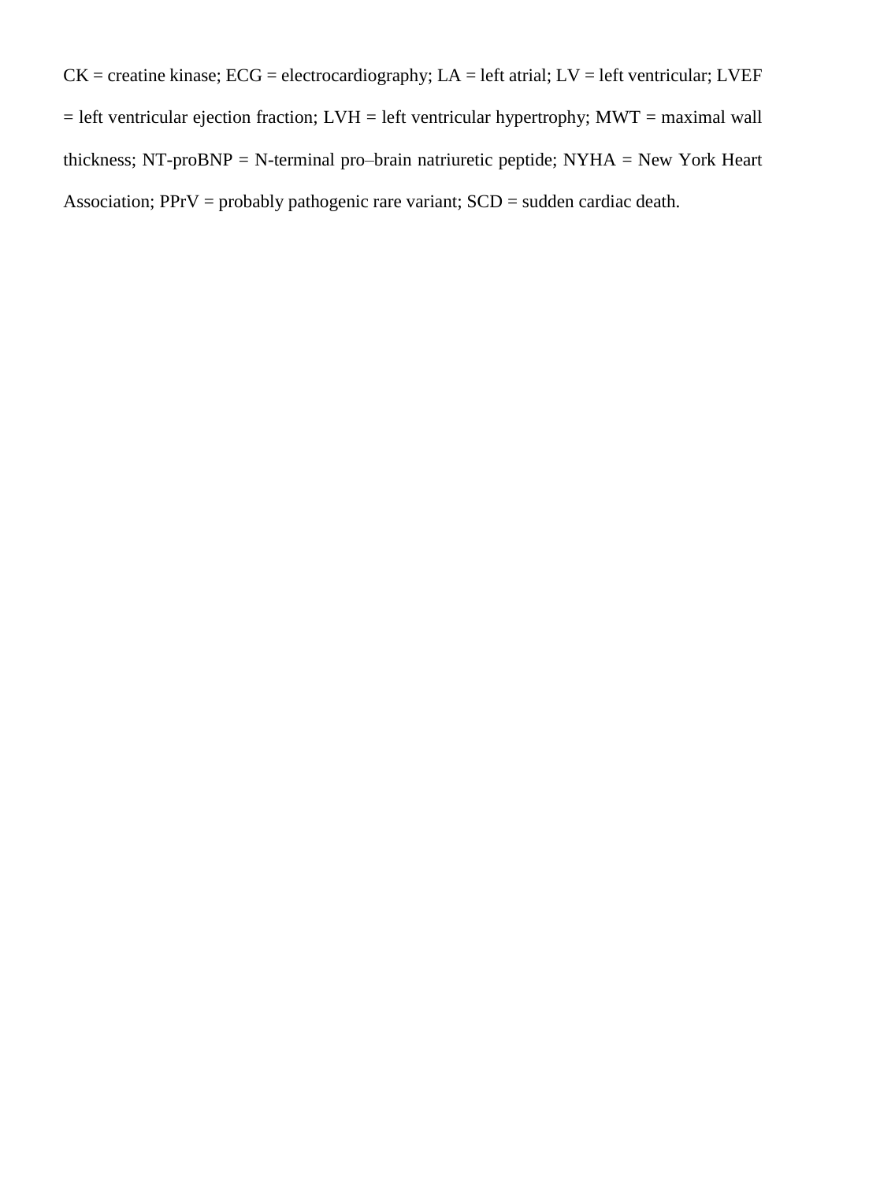CK = creatine kinase; ECG = electrocardiography; LA = left atrial; LV = left ventricular; LVEF = left ventricular ejection fraction; LVH = left ventricular hypertrophy; MWT = maximal wall thickness; NT-proBNP = N-terminal pro–brain natriuretic peptide; NYHA = New York Heart Association; PPrV = probably pathogenic rare variant; SCD = sudden cardiac death.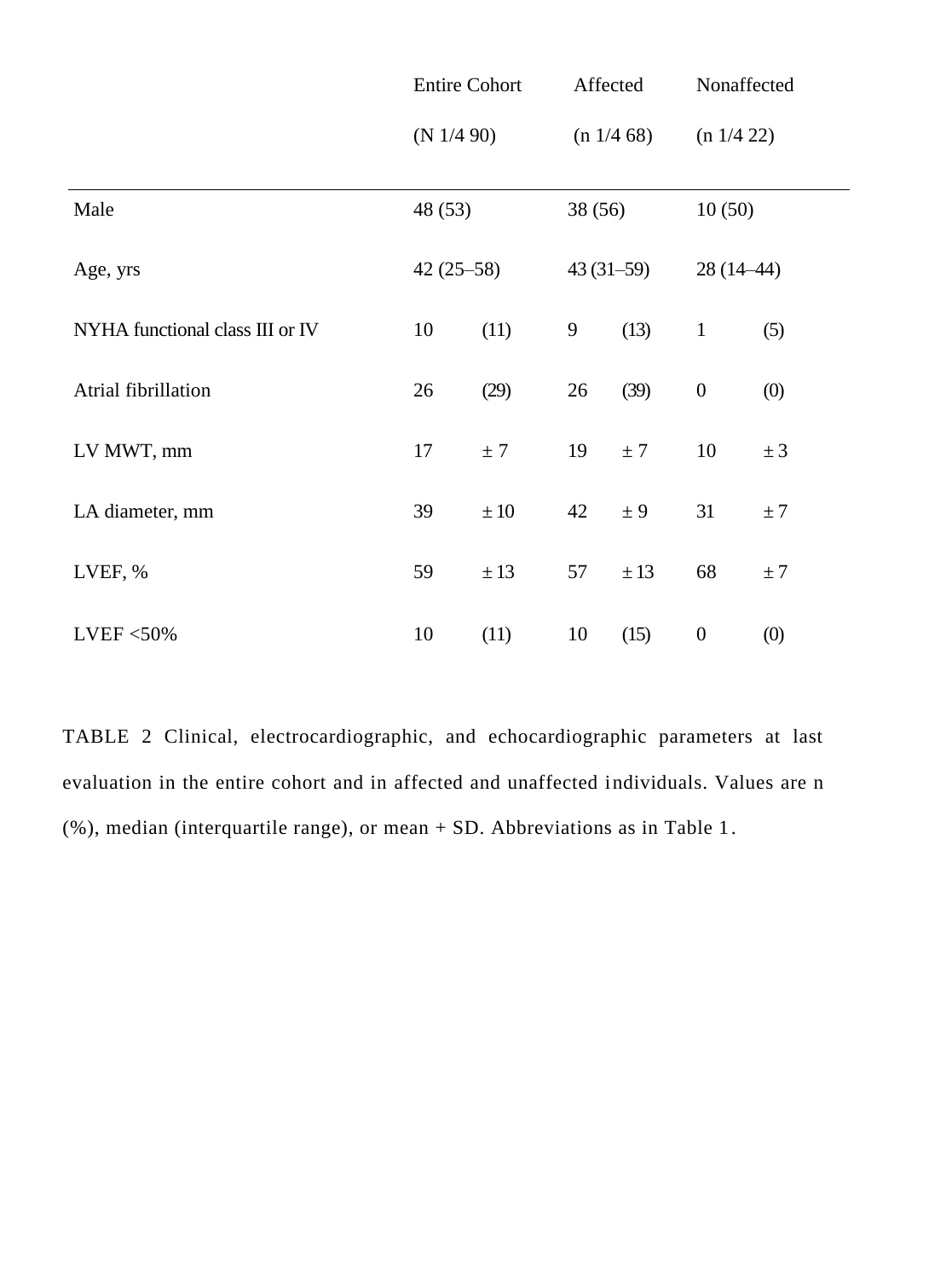| | Entire Cohort (N 1/4 90) | Affected (n 1/4 68) | Nonaffected (n 1/4 22) |
|---|---|---|---|
| Male | 48 (53) | 38 (56) | 10 (50) |
| Age, yrs | 42 (25–58) | 43 (31–59) | 28 (14–44) |
| NYHA functional class III or IV | 10 (11) | 9 (13) | 1 (5) |
| Atrial fibrillation | 26 (29) | 26 (39) | 0 (0) |
| LV MWT, mm | 17 ± 7 | 19 ± 7 | 10 ± 3 |
| LA diameter, mm | 39 ± 10 | 42 ± 9 | 31 ± 7 |
| LVEF, % | 59 ± 13 | 57 ± 13 | 68 ± 7 |
| LVEF <50% | 10 (11) | 10 (15) | 0 (0) |

TABLE 2 Clinical, electrocardiographic, and echocardiographic parameters at last evaluation in the entire cohort and in affected and unaffected individuals. Values are n (%), median (interquartile range), or mean + SD. Abbreviations as in Table 1.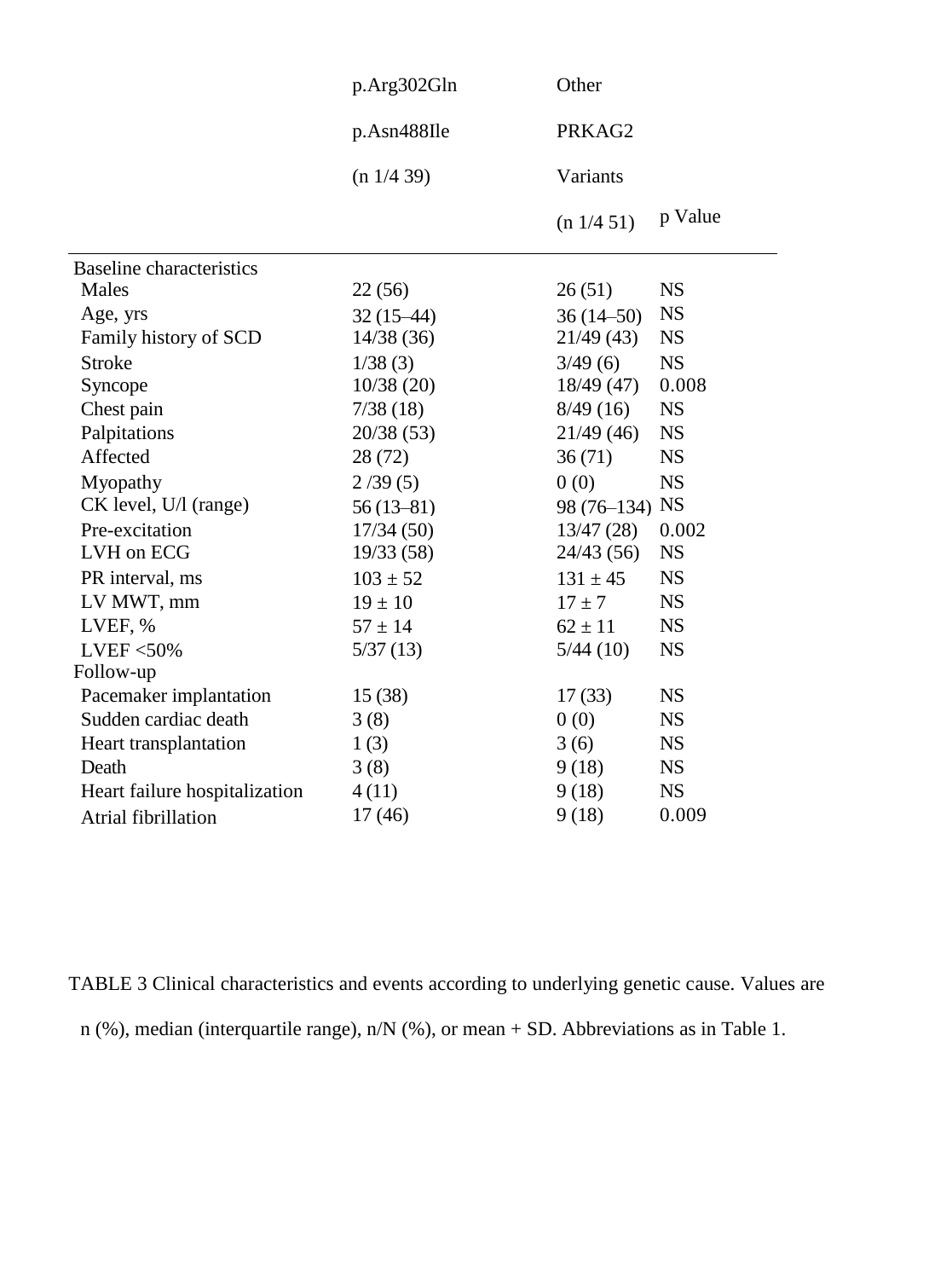| | p.Arg302Gln p.Asn488Ile (n 1/4 39) | Other PRKAG2 Variants (n 1/4 51) | p Value |
|---|---|---|---|
| Baseline characteristics | | | |
| Males | 22 (56) | 26 (51) | NS |
| Age, yrs | 32 (15–44) | 36 (14–50) | NS |
| Family history of SCD | 14/38 (36) | 21/49 (43) | NS |
| Stroke | 1/38 (3) | 3/49 (6) | NS |
| Syncope | 10/38 (20) | 18/49 (47) | 0.008 |
| Chest pain | 7/38 (18) | 8/49 (16) | NS |
| Palpitations | 20/38 (53) | 21/49 (46) | NS |
| Affected | 28 (72) | 36 (71) | NS |
| Myopathy | 2 /39 (5) | 0 (0) | NS |
| CK level, U/l (range) | 56 (13–81) | 98 (76–134) | NS |
| Pre-excitation | 17/34 (50) | 13/47 (28) | 0.002 |
| LVH on ECG | 19/33 (58) | 24/43 (56) | NS |
| PR interval, ms | 103 ± 52 | 131 ± 45 | NS |
| LV MWT, mm | 19 ± 10 | 17 ± 7 | NS |
| LVEF, % | 57 ± 14 | 62 ± 11 | NS |
| LVEF <50% | 5/37 (13) | 5/44 (10) | NS |
| Follow-up | | | |
| Pacemaker implantation | 15 (38) | 17 (33) | NS |
| Sudden cardiac death | 3 (8) | 0 (0) | NS |
| Heart transplantation | 1 (3) | 3 (6) | NS |
| Death | 3 (8) | 9 (18) | NS |
| Heart failure hospitalization | 4 (11) | 9 (18) | NS |
| Atrial fibrillation | 17 (46) | 9 (18) | 0.009 |

TABLE 3 Clinical characteristics and events according to underlying genetic cause. Values are n (%), median (interquartile range), n/N (%), or mean + SD. Abbreviations as in Table 1.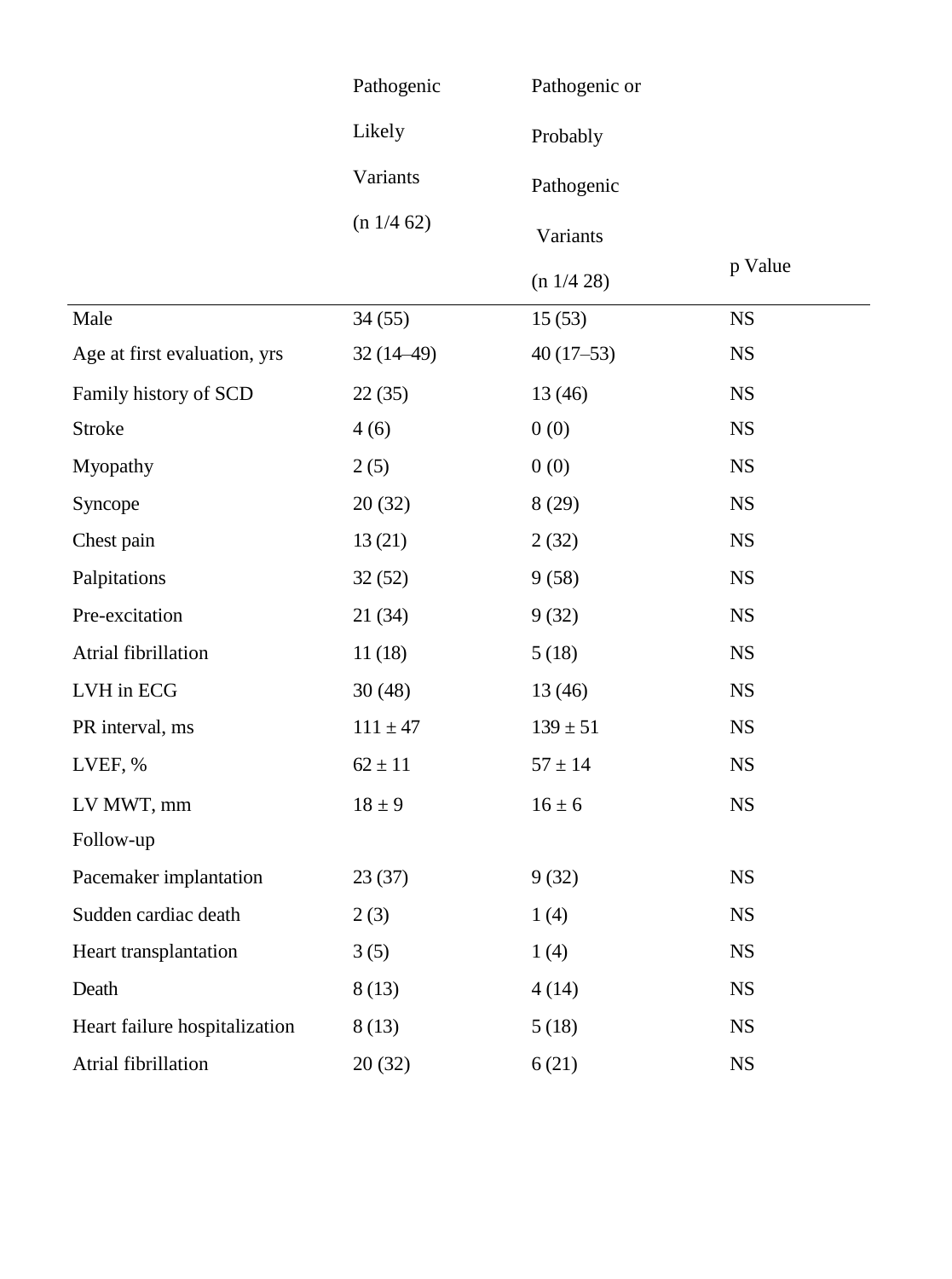| | Pathogenic Likely Variants (n 1/4 62) | Pathogenic or Probably Pathogenic Variants (n 1/4 28) | p Value |
|---|---|---|---|
| Male | 34 (55) | 15 (53) | NS |
| Age at first evaluation, yrs | 32 (14–49) | 40 (17–53) | NS |
| Family history of SCD | 22 (35) | 13 (46) | NS |
| Stroke | 4 (6) | 0 (0) | NS |
| Myopathy | 2 (5) | 0 (0) | NS |
| Syncope | 20 (32) | 8 (29) | NS |
| Chest pain | 13 (21) | 2 (32) | NS |
| Palpitations | 32 (52) | 9 (58) | NS |
| Pre-excitation | 21 (34) | 9 (32) | NS |
| Atrial fibrillation | 11 (18) | 5 (18) | NS |
| LVH in ECG | 30 (48) | 13 (46) | NS |
| PR interval, ms | 111 ± 47 | 139 ± 51 | NS |
| LVEF, % | 62 ± 11 | 57 ± 14 | NS |
| LV MWT, mm | 18 ± 9 | 16 ± 6 | NS |
| Follow-up | | | |
| Pacemaker implantation | 23 (37) | 9 (32) | NS |
| Sudden cardiac death | 2 (3) | 1 (4) | NS |
| Heart transplantation | 3 (5) | 1 (4) | NS |
| Death | 8 (13) | 4 (14) | NS |
| Heart failure hospitalization | 8 (13) | 5 (18) | NS |
| Atrial fibrillation | 20 (32) | 6 (21) | NS |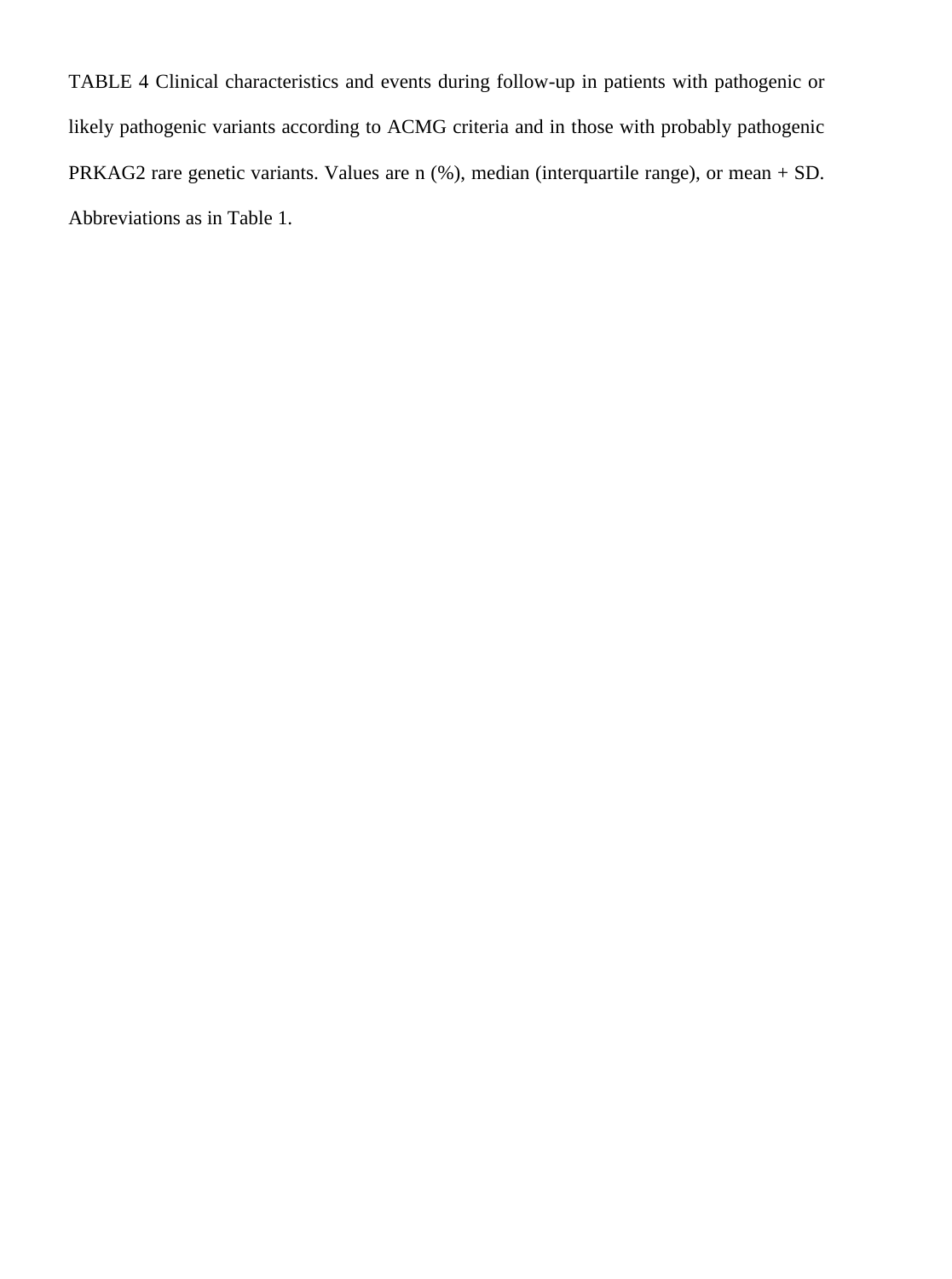TABLE 4 Clinical characteristics and events during follow-up in patients with pathogenic or likely pathogenic variants according to ACMG criteria and in those with probably pathogenic PRKAG2 rare genetic variants. Values are n (%), median (interquartile range), or mean + SD. Abbreviations as in Table 1.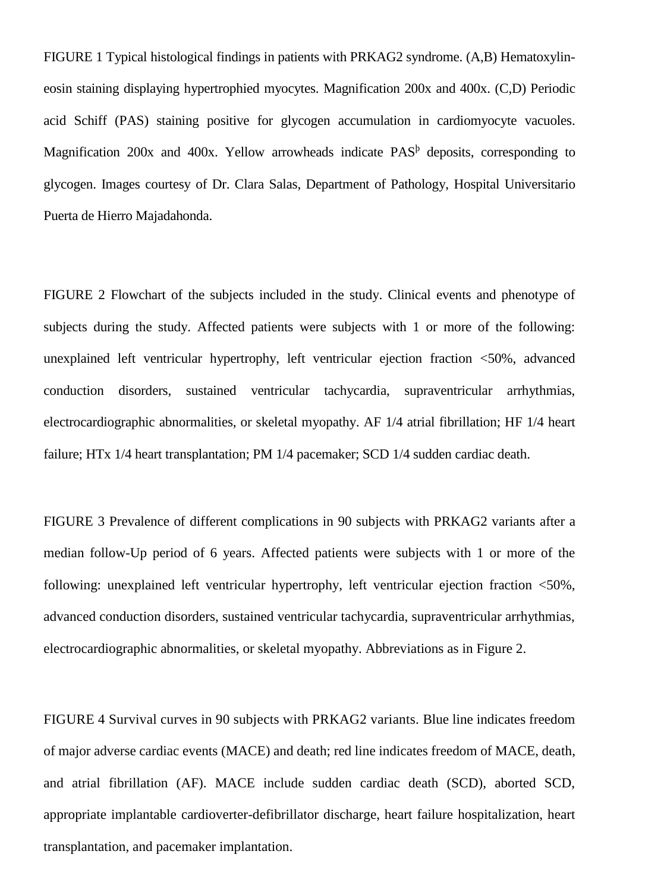FIGURE 1 Typical histological findings in patients with PRKAG2 syndrome. (A,B) Hematoxylin-eosin staining displaying hypertrophied myocytes. Magnification 200x and 400x. (C,D) Periodic acid Schiff (PAS) staining positive for glycogen accumulation in cardiomyocyte vacuoles. Magnification 200x and 400x. Yellow arrowheads indicate PASþ deposits, corresponding to glycogen. Images courtesy of Dr. Clara Salas, Department of Pathology, Hospital Universitario Puerta de Hierro Majadahonda.

FIGURE 2 Flowchart of the subjects included in the study. Clinical events and phenotype of subjects during the study. Affected patients were subjects with 1 or more of the following: unexplained left ventricular hypertrophy, left ventricular ejection fraction <50%, advanced conduction disorders, sustained ventricular tachycardia, supraventricular arrhythmias, electrocardiographic abnormalities, or skeletal myopathy. AF 1/4 atrial fibrillation; HF 1/4 heart failure; HTx 1/4 heart transplantation; PM 1/4 pacemaker; SCD 1/4 sudden cardiac death.

FIGURE 3 Prevalence of different complications in 90 subjects with PRKAG2 variants after a median follow-Up period of 6 years. Affected patients were subjects with 1 or more of the following: unexplained left ventricular hypertrophy, left ventricular ejection fraction <50%, advanced conduction disorders, sustained ventricular tachycardia, supraventricular arrhythmias, electrocardiographic abnormalities, or skeletal myopathy. Abbreviations as in Figure 2.

FIGURE 4 Survival curves in 90 subjects with PRKAG2 variants. Blue line indicates freedom of major adverse cardiac events (MACE) and death; red line indicates freedom of MACE, death, and atrial fibrillation (AF). MACE include sudden cardiac death (SCD), aborted SCD, appropriate implantable cardioverter-defibrillator discharge, heart failure hospitalization, heart transplantation, and pacemaker implantation.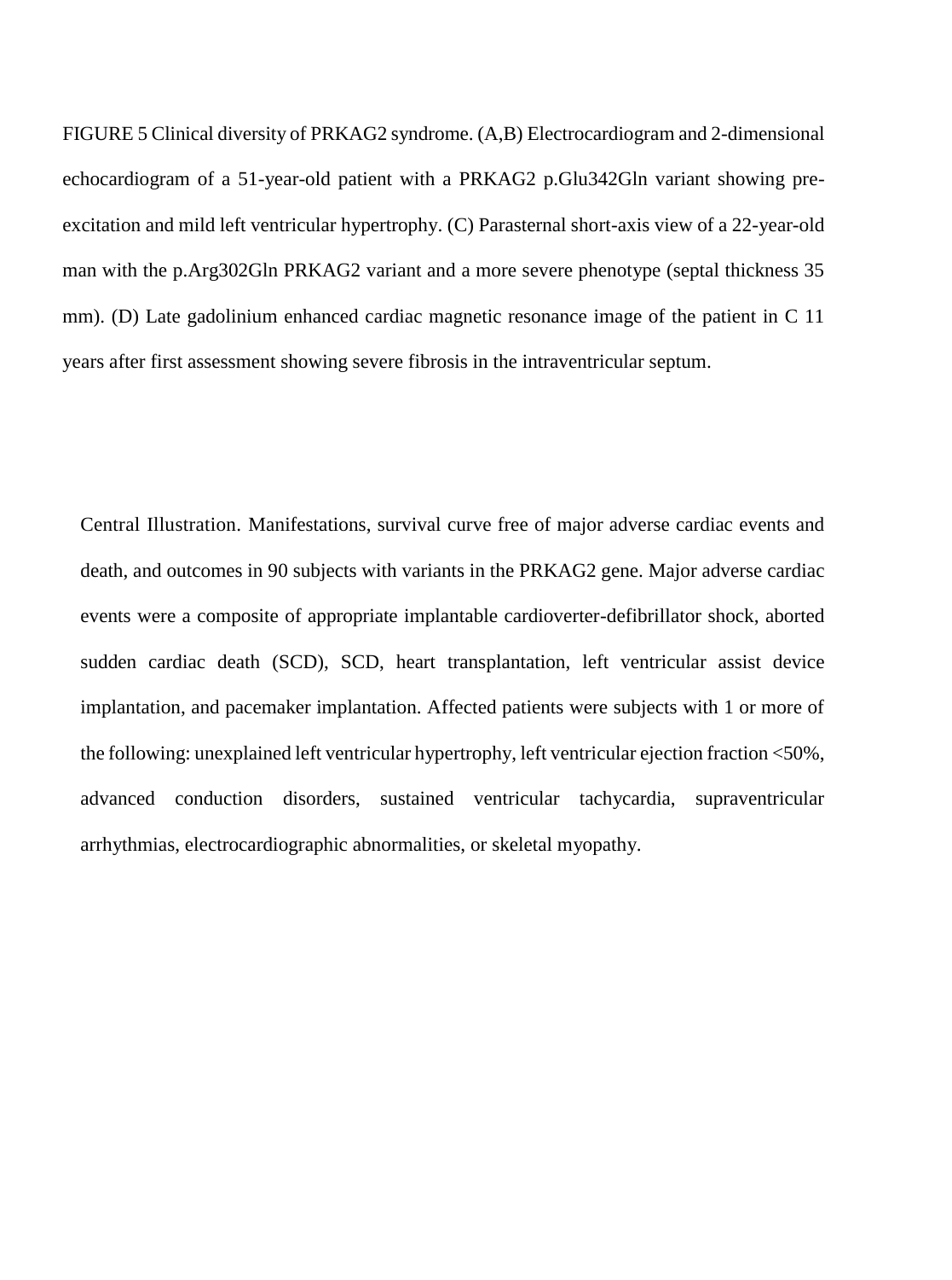FIGURE 5 Clinical diversity of PRKAG2 syndrome. (A,B) Electrocardiogram and 2-dimensional echocardiogram of a 51-year-old patient with a PRKAG2 p.Glu342Gln variant showing pre-excitation and mild left ventricular hypertrophy. (C) Parasternal short-axis view of a 22-year-old man with the p.Arg302Gln PRKAG2 variant and a more severe phenotype (septal thickness 35 mm). (D) Late gadolinium enhanced cardiac magnetic resonance image of the patient in C 11 years after first assessment showing severe fibrosis in the intraventricular septum.

Central Illustration. Manifestations, survival curve free of major adverse cardiac events and death, and outcomes in 90 subjects with variants in the PRKAG2 gene. Major adverse cardiac events were a composite of appropriate implantable cardioverter-defibrillator shock, aborted sudden cardiac death (SCD), SCD, heart transplantation, left ventricular assist device implantation, and pacemaker implantation. Affected patients were subjects with 1 or more of the following: unexplained left ventricular hypertrophy, left ventricular ejection fraction <50%, advanced conduction disorders, sustained ventricular tachycardia, supraventricular arrhythmias, electrocardiographic abnormalities, or skeletal myopathy.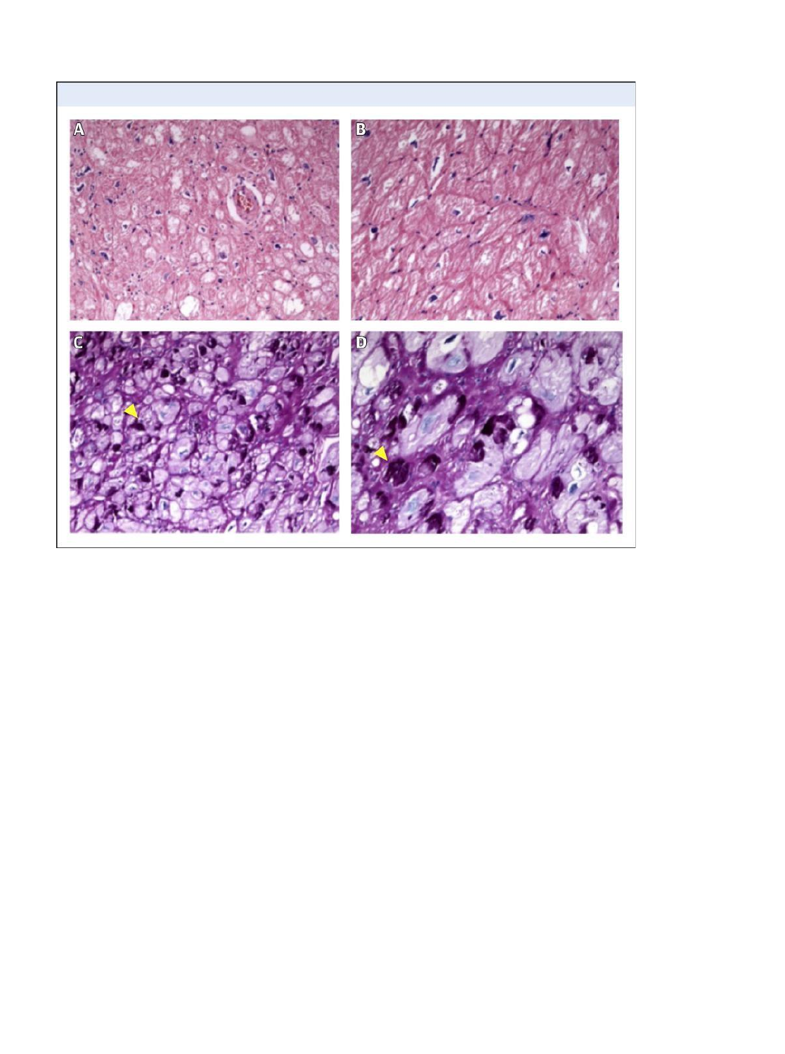A

B

C

D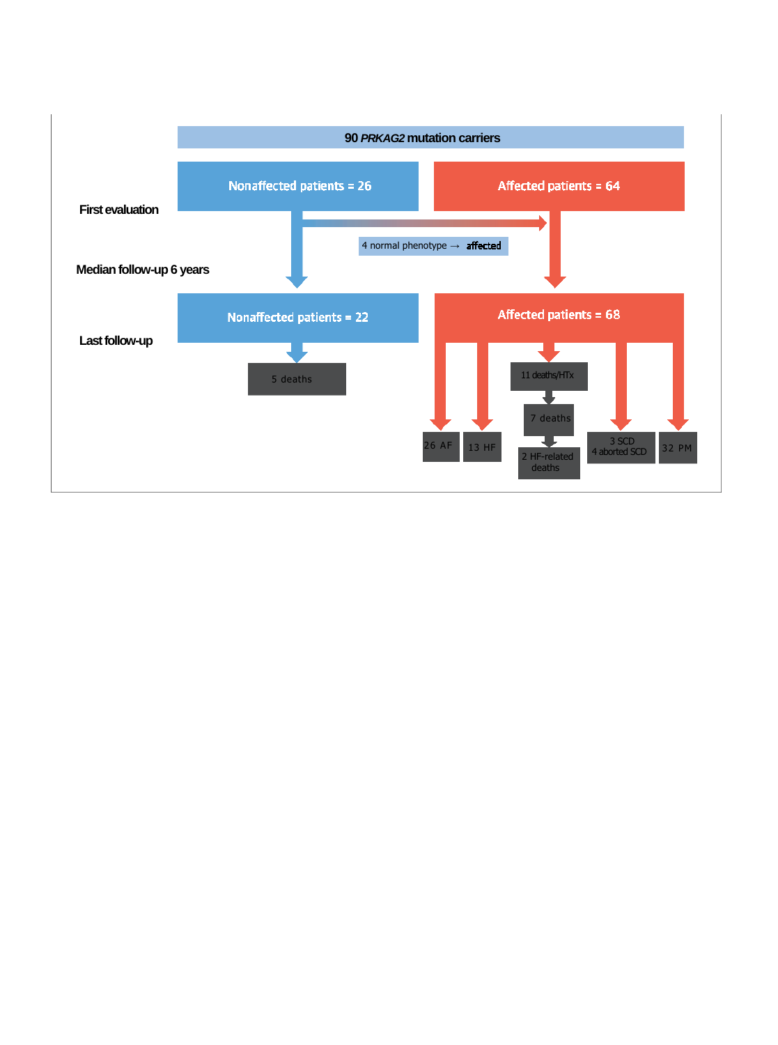90 *PRKAG2* mutation carriers

First evaluation

Nonaffected patients = 26

Affected patients = 64

4 normal phenotype → affected

Median follow-up 6 years

Last follow-up

Nonaffected patients = 22

Affected patients = 68

5 deaths

26 AF

13 HF

11 deaths/HTx

7 deaths

2 HF-related deaths

3 SCD
4 aborted SCD

32 PM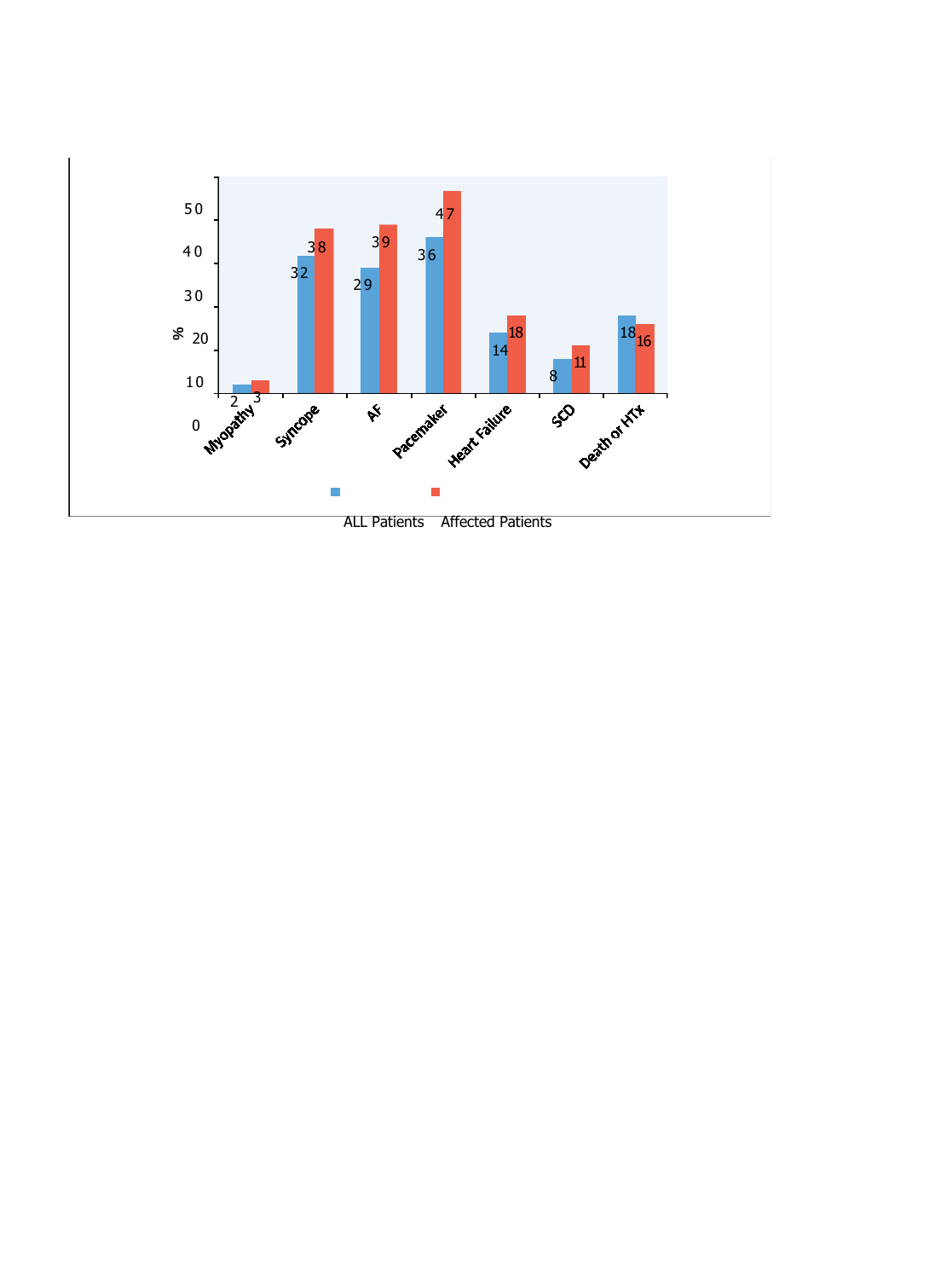| | ALL Patients (%) | Affected Patients (%) |
|---|---|---|
| Myopathy | 2 | 3 |
| Syncope | 32 | 38 |
| AF | 29 | 39 |
| Pacemaker | 36 | 47 |
| Heart Failure | 14 | 18 |
| SCD | 8 | 11 |
| Death or HTx | 18 | 16 |

ALL Patients Affected Patients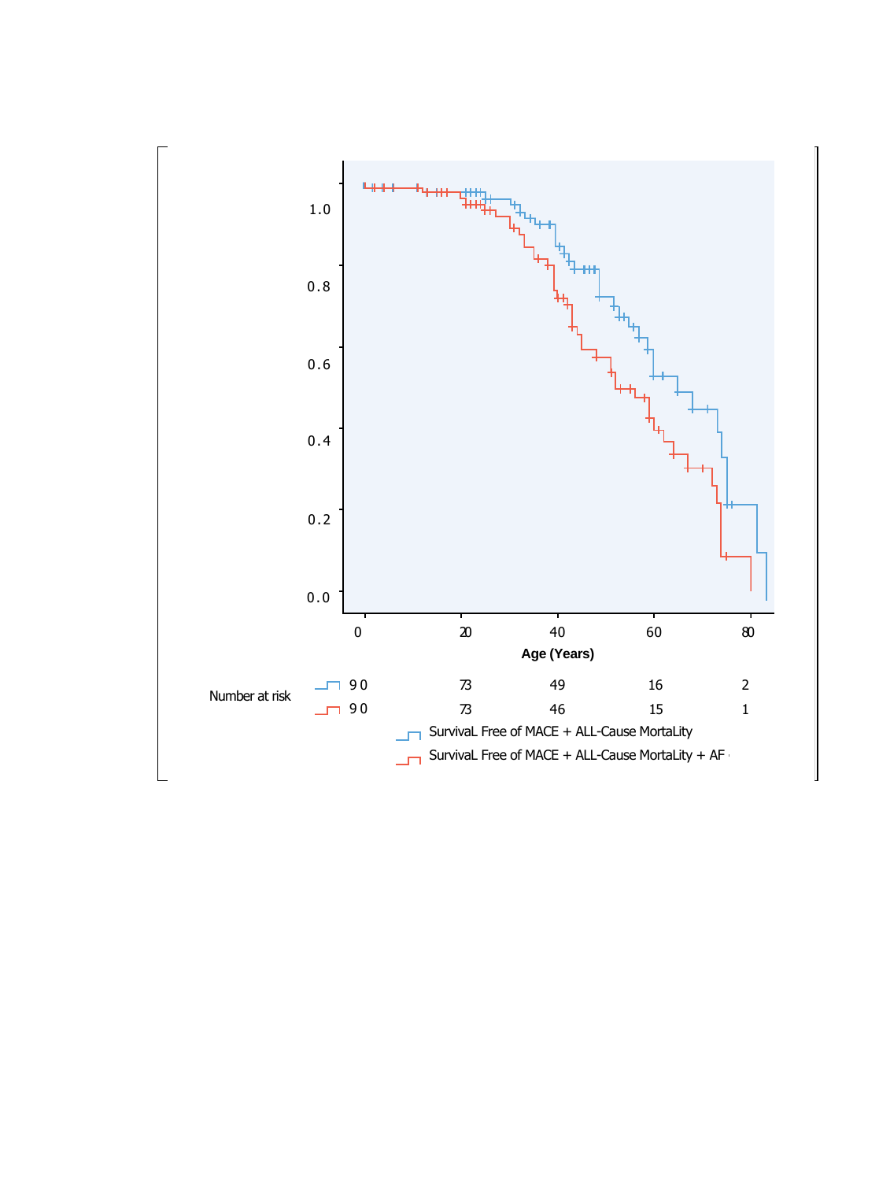| Number at risk | 0 | 20 | 40 | 60 | 80 |
|---|---|---|---|---|---|
| Survival Free of MACE + ALL-Cause Mortality | 90 | 73 | 49 | 16 | 2 |
| Survival Free of MACE + ALL-Cause Mortality + AF | 90 | 73 | 46 | 15 | 1 |

Age (Years)

SurvivaL Free of MACE + ALL-Cause MortaLity

SurvivaL Free of MACE + ALL-Cause MortaLity + AF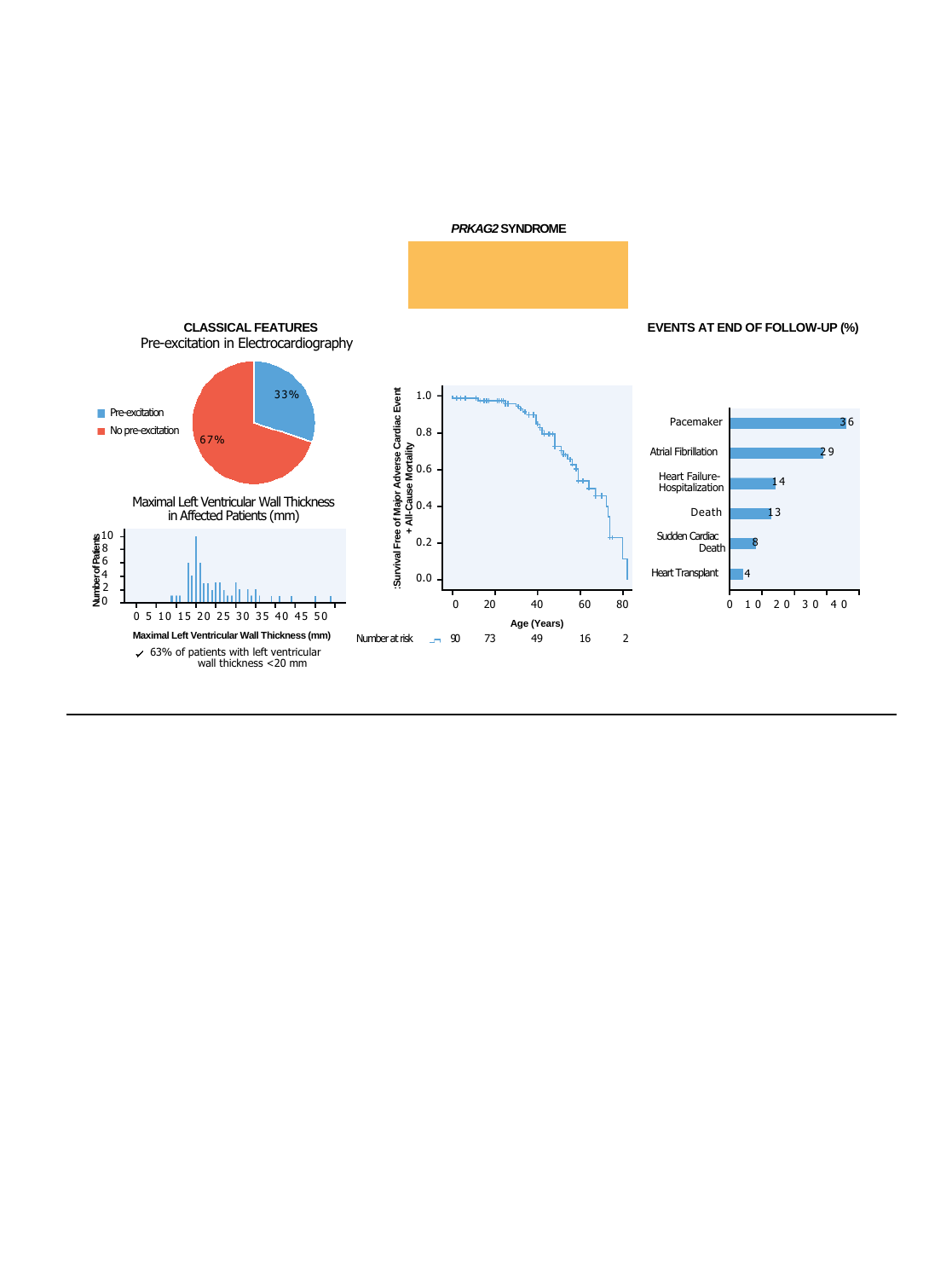## *PRKAG2* SYNDROME

### CLASSICAL FEATURES

Pre-excitation in Electrocardiography

- Pre-excitation: 33%
- No pre-excitation: 67%

Maximal Left Ventricular Wall Thickness in Affected Patients (mm)

Number of Patients

Maximal Left Ventricular Wall Thickness (mm)

✓ 63% of patients with left ventricular wall thickness <20 mm

Survival Free of Major Adverse Cardiac Event + All-Cause Mortality

Age (Years)

| Age (Years) | 0 | 20 | 40 | 60 | 80 |
|---|---|---|---|---|---|
| Number at risk | 90 | 73 | 49 | 16 | 2 |

### EVENTS AT END OF FOLLOW-UP (%)

| Event | % |
|---|---|
| Pacemaker | 36 |
| Atrial Fibrillation | 29 |
| Heart Failure-Hospitalization | 14 |
| Death | 13 |
| Sudden Cardiac Death | 8 |
| Heart Transplant | 4 |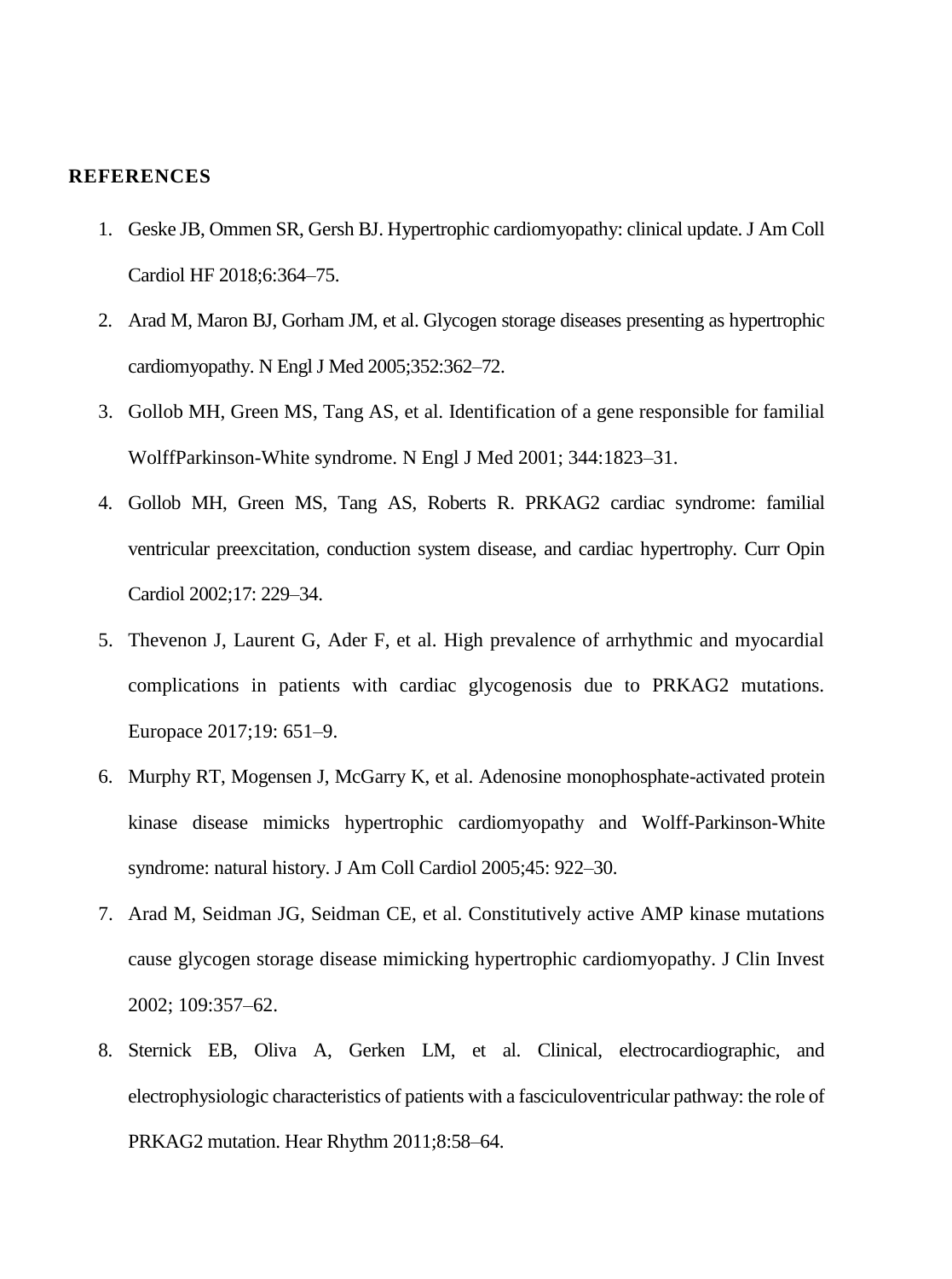**REFERENCES**

1. Geske JB, Ommen SR, Gersh BJ. Hypertrophic cardiomyopathy: clinical update. J Am Coll Cardiol HF 2018;6:364–75.
2. Arad M, Maron BJ, Gorham JM, et al. Glycogen storage diseases presenting as hypertrophic cardiomyopathy. N Engl J Med 2005;352:362–72.
3. Gollob MH, Green MS, Tang AS, et al. Identification of a gene responsible for familial WolffParkinson-White syndrome. N Engl J Med 2001; 344:1823–31.
4. Gollob MH, Green MS, Tang AS, Roberts R. PRKAG2 cardiac syndrome: familial ventricular preexcitation, conduction system disease, and cardiac hypertrophy. Curr Opin Cardiol 2002;17: 229–34.
5. Thevenon J, Laurent G, Ader F, et al. High prevalence of arrhythmic and myocardial complications in patients with cardiac glycogenosis due to PRKAG2 mutations. Europace 2017;19: 651–9.
6. Murphy RT, Mogensen J, McGarry K, et al. Adenosine monophosphate-activated protein kinase disease mimicks hypertrophic cardiomyopathy and Wolff-Parkinson-White syndrome: natural history. J Am Coll Cardiol 2005;45: 922–30.
7. Arad M, Seidman JG, Seidman CE, et al. Constitutively active AMP kinase mutations cause glycogen storage disease mimicking hypertrophic cardiomyopathy. J Clin Invest 2002; 109:357–62.
8. Sternick EB, Oliva A, Gerken LM, et al. Clinical, electrocardiographic, and electrophysiologic characteristics of patients with a fasciculoventricular pathway: the role of PRKAG2 mutation. Hear Rhythm 2011;8:58–64.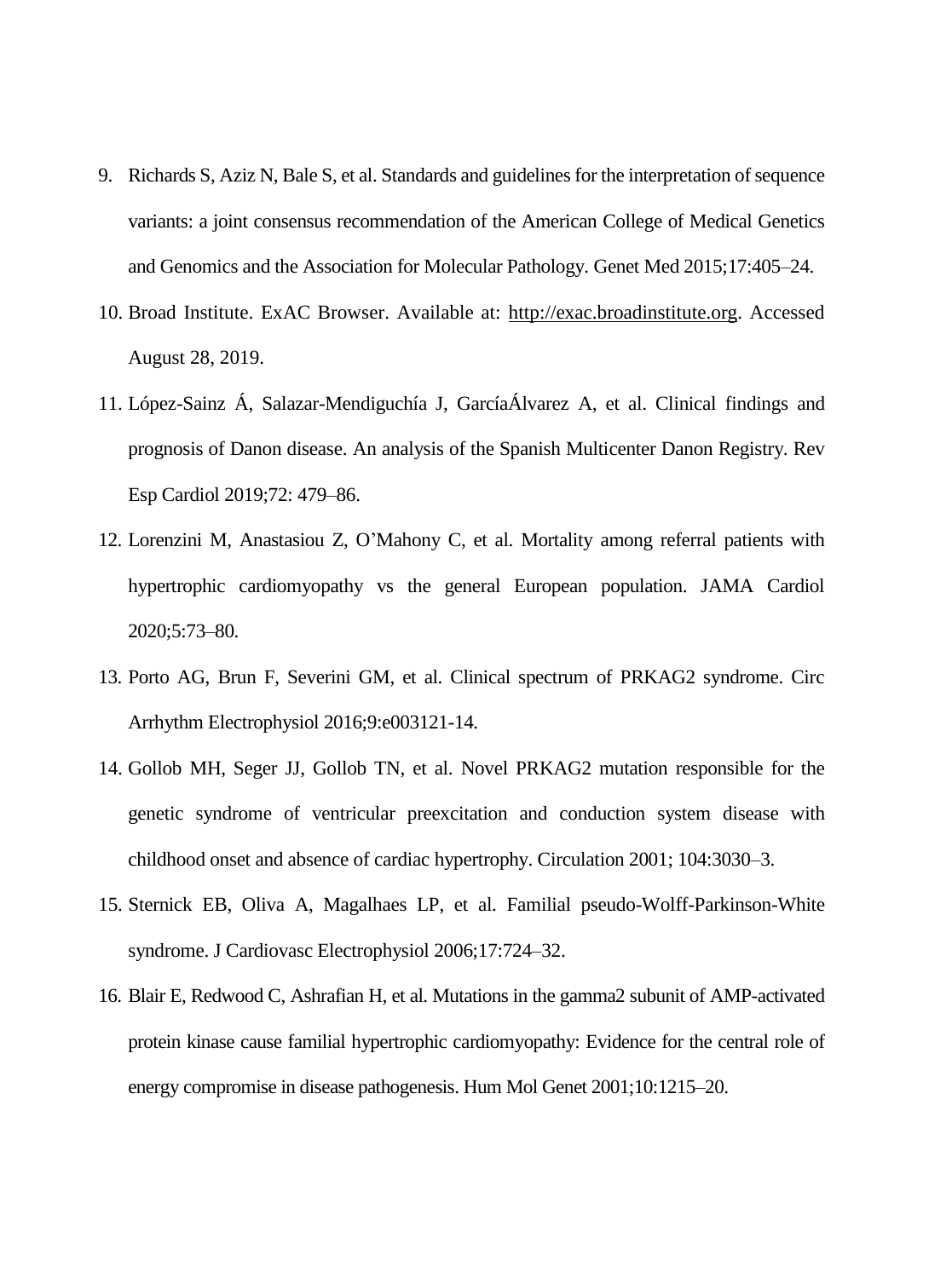9. Richards S, Aziz N, Bale S, et al. Standards and guidelines for the interpretation of sequence variants: a joint consensus recommendation of the American College of Medical Genetics and Genomics and the Association for Molecular Pathology. Genet Med 2015;17:405–24.
10. Broad Institute. ExAC Browser. Available at: http://exac.broadinstitute.org. Accessed August 28, 2019.
11. López-Sainz Á, Salazar-Mendiguchía J, GarcíaÁlvarez A, et al. Clinical findings and prognosis of Danon disease. An analysis of the Spanish Multicenter Danon Registry. Rev Esp Cardiol 2019;72: 479–86.
12. Lorenzini M, Anastasiou Z, O'Mahony C, et al. Mortality among referral patients with hypertrophic cardiomyopathy vs the general European population. JAMA Cardiol 2020;5:73–80.
13. Porto AG, Brun F, Severini GM, et al. Clinical spectrum of PRKAG2 syndrome. Circ Arrhythm Electrophysiol 2016;9:e003121-14.
14. Gollob MH, Seger JJ, Gollob TN, et al. Novel PRKAG2 mutation responsible for the genetic syndrome of ventricular preexcitation and conduction system disease with childhood onset and absence of cardiac hypertrophy. Circulation 2001; 104:3030–3.
15. Sternick EB, Oliva A, Magalhaes LP, et al. Familial pseudo-Wolff-Parkinson-White syndrome. J Cardiovasc Electrophysiol 2006;17:724–32.
16. Blair E, Redwood C, Ashrafian H, et al. Mutations in the gamma2 subunit of AMP-activated protein kinase cause familial hypertrophic cardiomyopathy: Evidence for the central role of energy compromise in disease pathogenesis. Hum Mol Genet 2001;10:1215–20.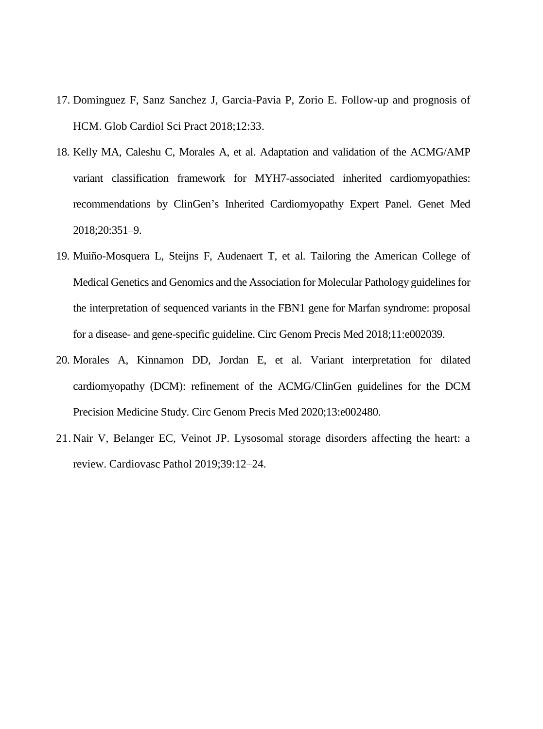17. Dominguez F, Sanz Sanchez J, Garcia-Pavia P, Zorio E. Follow-up and prognosis of HCM. Glob Cardiol Sci Pract 2018;12:33.
18. Kelly MA, Caleshu C, Morales A, et al. Adaptation and validation of the ACMG/AMP variant classification framework for MYH7-associated inherited cardiomyopathies: recommendations by ClinGen's Inherited Cardiomyopathy Expert Panel. Genet Med 2018;20:351–9.
19. Muiño-Mosquera L, Steijns F, Audenaert T, et al. Tailoring the American College of Medical Genetics and Genomics and the Association for Molecular Pathology guidelines for the interpretation of sequenced variants in the FBN1 gene for Marfan syndrome: proposal for a disease- and gene-specific guideline. Circ Genom Precis Med 2018;11:e002039.
20. Morales A, Kinnamon DD, Jordan E, et al. Variant interpretation for dilated cardiomyopathy (DCM): refinement of the ACMG/ClinGen guidelines for the DCM Precision Medicine Study. Circ Genom Precis Med 2020;13:e002480.
21. Nair V, Belanger EC, Veinot JP. Lysosomal storage disorders affecting the heart: a review. Cardiovasc Pathol 2019;39:12–24.